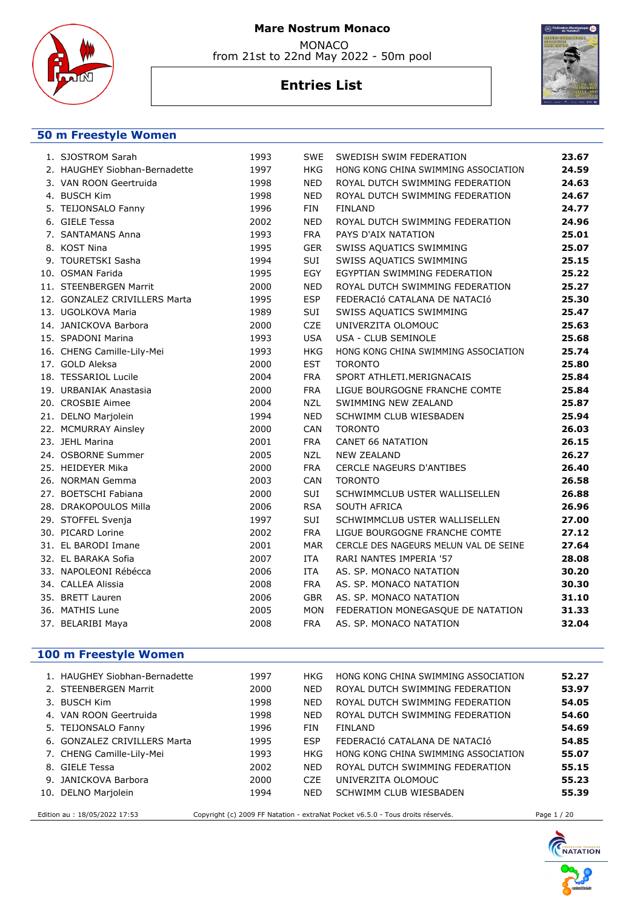# Mare Nostrum Monaco

MONACO
from 21st to 22nd May 2022 - 50m pool

## Entries List

### 50 m Freestyle Women

| | Name | Year | Nat | Club | Time |
|---|---|---|---|---|---|
| 1. | SJOSTROM Sarah | 1993 | SWE | SWEDISH SWIM FEDERATION | **23.67** |
| 2. | HAUGHEY Siobhan-Bernadette | 1997 | HKG | HONG KONG CHINA SWIMMING ASSOCIATION | **24.59** |
| 3. | VAN ROON Geertruida | 1998 | NED | ROYAL DUTCH SWIMMING FEDERATION | **24.63** |
| 4. | BUSCH Kim | 1998 | NED | ROYAL DUTCH SWIMMING FEDERATION | **24.67** |
| 5. | TEIJONSALO Fanny | 1996 | FIN | FINLAND | **24.77** |
| 6. | GIELE Tessa | 2002 | NED | ROYAL DUTCH SWIMMING FEDERATION | **24.96** |
| 7. | SANTAMANS Anna | 1993 | FRA | PAYS D'AIX NATATION | **25.01** |
| 8. | KOST Nina | 1995 | GER | SWISS AQUATICS SWIMMING | **25.07** |
| 9. | TOURETSKI Sasha | 1994 | SUI | SWISS AQUATICS SWIMMING | **25.15** |
| 10. | OSMAN Farida | 1995 | EGY | EGYPTIAN SWIMMING FEDERATION | **25.22** |
| 11. | STEENBERGEN Marrit | 2000 | NED | ROYAL DUTCH SWIMMING FEDERATION | **25.27** |
| 12. | GONZALEZ CRIVILLERS Marta | 1995 | ESP | FEDERACIÓ CATALANA DE NATACIÓ | **25.30** |
| 13. | UGOLKOVA Maria | 1989 | SUI | SWISS AQUATICS SWIMMING | **25.47** |
| 14. | JANICKOVA Barbora | 2000 | CZE | UNIVERZITA OLOMOUC | **25.63** |
| 15. | SPADONI Marina | 1993 | USA | USA - CLUB SEMINOLE | **25.68** |
| 16. | CHENG Camille-Lily-Mei | 1993 | HKG | HONG KONG CHINA SWIMMING ASSOCIATION | **25.74** |
| 17. | GOLD Aleksa | 2000 | EST | TORONTO | **25.80** |
| 18. | TESSARIOL Lucile | 2004 | FRA | SPORT ATHLETI.MERIGNACAIS | **25.84** |
| 19. | URBANIAK Anastasia | 2000 | FRA | LIGUE BOURGOGNE FRANCHE COMTE | **25.84** |
| 20. | CROSBIE Aimee | 2004 | NZL | SWIMMING NEW ZEALAND | **25.87** |
| 21. | DELNO Marjolein | 1994 | NED | SCHWIMM CLUB WIESBADEN | **25.94** |
| 22. | MCMURRAY Ainsley | 2000 | CAN | TORONTO | **26.03** |
| 23. | JEHL Marina | 2001 | FRA | CANET 66 NATATION | **26.15** |
| 24. | OSBORNE Summer | 2005 | NZL | NEW ZEALAND | **26.27** |
| 25. | HEIDEYER Mika | 2000 | FRA | CERCLE NAGEURS D'ANTIBES | **26.40** |
| 26. | NORMAN Gemma | 2003 | CAN | TORONTO | **26.58** |
| 27. | BOETSCHI Fabiana | 2000 | SUI | SCHWIMMCLUB USTER WALLISELLEN | **26.88** |
| 28. | DRAKOPOULOS Milla | 2006 | RSA | SOUTH AFRICA | **26.96** |
| 29. | STOFFEL Svenja | 1997 | SUI | SCHWIMMCLUB USTER WALLISELLEN | **27.00** |
| 30. | PICARD Lorine | 2002 | FRA | LIGUE BOURGOGNE FRANCHE COMTE | **27.12** |
| 31. | EL BARODI Imane | 2001 | MAR | CERCLE DES NAGEURS MELUN VAL DE SEINE | **27.64** |
| 32. | EL BARAKA Sofia | 2007 | ITA | RARI NANTES IMPERIA '57 | **28.08** |
| 33. | NAPOLEONI Rébécca | 2006 | ITA | AS. SP. MONACO NATATION | **30.20** |
| 34. | CALLEA Alissia | 2008 | FRA | AS. SP. MONACO NATATION | **30.30** |
| 35. | BRETT Lauren | 2006 | GBR | AS. SP. MONACO NATATION | **31.10** |
| 36. | MATHIS Lune | 2005 | MON | FEDERATION MONEGASQUE DE NATATION | **31.33** |
| 37. | BELARIBI Maya | 2008 | FRA | AS. SP. MONACO NATATION | **32.04** |

### 100 m Freestyle Women

| | Name | Year | Nat | Club | Time |
|---|---|---|---|---|---|
| 1. | HAUGHEY Siobhan-Bernadette | 1997 | HKG | HONG KONG CHINA SWIMMING ASSOCIATION | **52.27** |
| 2. | STEENBERGEN Marrit | 2000 | NED | ROYAL DUTCH SWIMMING FEDERATION | **53.97** |
| 3. | BUSCH Kim | 1998 | NED | ROYAL DUTCH SWIMMING FEDERATION | **54.05** |
| 4. | VAN ROON Geertruida | 1998 | NED | ROYAL DUTCH SWIMMING FEDERATION | **54.60** |
| 5. | TEIJONSALO Fanny | 1996 | FIN | FINLAND | **54.69** |
| 6. | GONZALEZ CRIVILLERS Marta | 1995 | ESP | FEDERACIÓ CATALANA DE NATACIÓ | **54.85** |
| 7. | CHENG Camille-Lily-Mei | 1993 | HKG | HONG KONG CHINA SWIMMING ASSOCIATION | **55.07** |
| 8. | GIELE Tessa | 2002 | NED | ROYAL DUTCH SWIMMING FEDERATION | **55.15** |
| 9. | JANICKOVA Barbora | 2000 | CZE | UNIVERZITA OLOMOUC | **55.23** |
| 10. | DELNO Marjolein | 1994 | NED | SCHWIMM CLUB WIESBADEN | **55.39** |

Edition au : 18/05/2022 17:53 — Copyright (c) 2009 FF Natation - extraNat Pocket v6.5.0 - Tous droits réservés.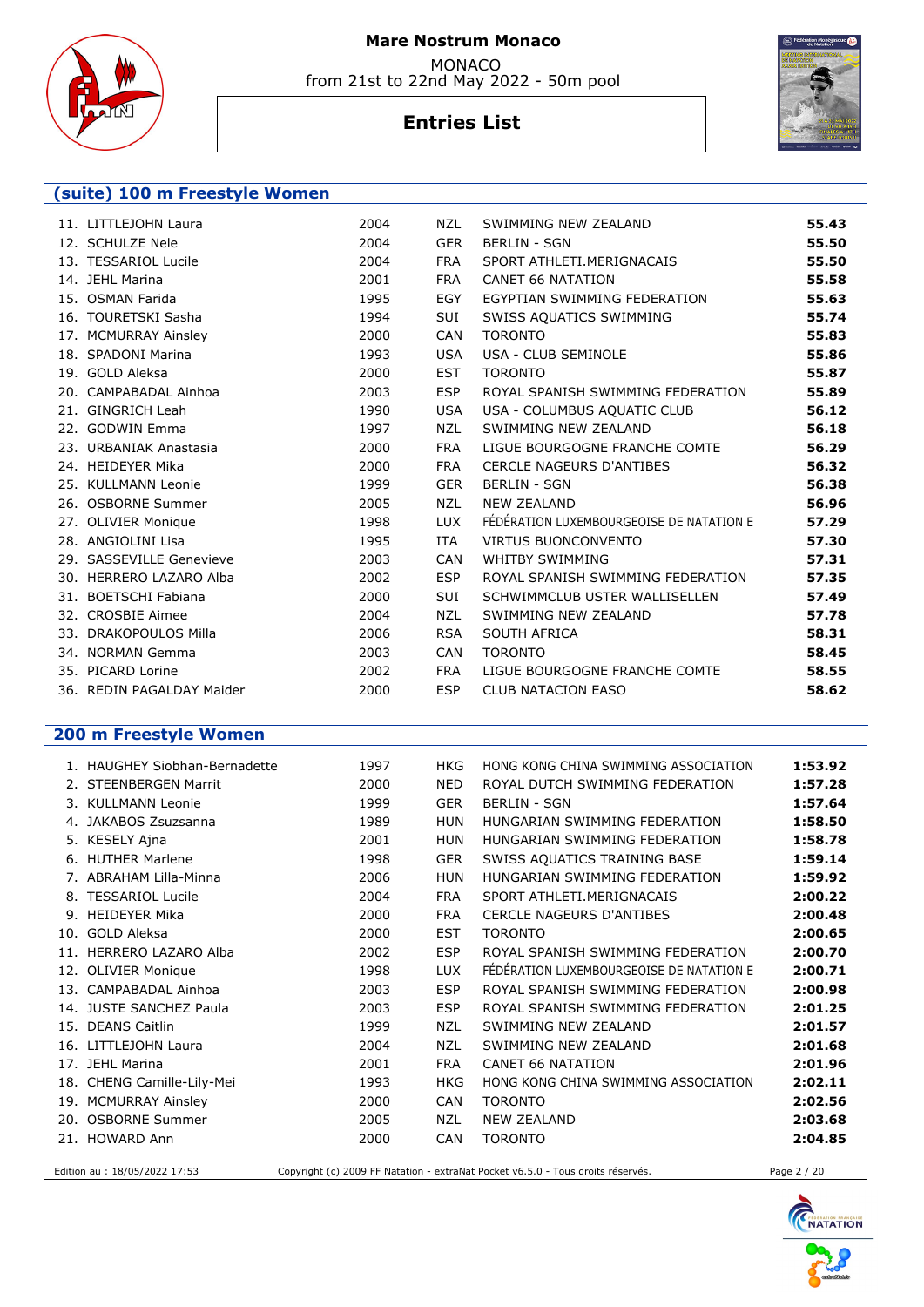# Mare Nostrum Monaco

MONACO
from 21st to 22nd May 2022 - 50m pool

## Entries List

### (suite) 100 m Freestyle Women

| | Name | Year | Nat | Club | Time |
|---|---|---|---|---|---|
| 11. | LITTLEJOHN Laura | 2004 | NZL | SWIMMING NEW ZEALAND | **55.43** |
| 12. | SCHULZE Nele | 2004 | GER | BERLIN - SGN | **55.50** |
| 13. | TESSARIOL Lucile | 2004 | FRA | SPORT ATHLETI.MERIGNACAIS | **55.50** |
| 14. | JEHL Marina | 2001 | FRA | CANET 66 NATATION | **55.58** |
| 15. | OSMAN Farida | 1995 | EGY | EGYPTIAN SWIMMING FEDERATION | **55.63** |
| 16. | TOURETSKI Sasha | 1994 | SUI | SWISS AQUATICS SWIMMING | **55.74** |
| 17. | MCMURRAY Ainsley | 2000 | CAN | TORONTO | **55.83** |
| 18. | SPADONI Marina | 1993 | USA | USA - CLUB SEMINOLE | **55.86** |
| 19. | GOLD Aleksa | 2000 | EST | TORONTO | **55.87** |
| 20. | CAMPABADAL Ainhoa | 2003 | ESP | ROYAL SPANISH SWIMMING FEDERATION | **55.89** |
| 21. | GINGRICH Leah | 1990 | USA | USA - COLUMBUS AQUATIC CLUB | **56.12** |
| 22. | GODWIN Emma | 1997 | NZL | SWIMMING NEW ZEALAND | **56.18** |
| 23. | URBANIAK Anastasia | 2000 | FRA | LIGUE BOURGOGNE FRANCHE COMTE | **56.29** |
| 24. | HEIDEYER Mika | 2000 | FRA | CERCLE NAGEURS D'ANTIBES | **56.32** |
| 25. | KULLMANN Leonie | 1999 | GER | BERLIN - SGN | **56.38** |
| 26. | OSBORNE Summer | 2005 | NZL | NEW ZEALAND | **56.96** |
| 27. | OLIVIER Monique | 1998 | LUX | FÉDÉRATION LUXEMBOURGEOISE DE NATATION E | **57.29** |
| 28. | ANGIOLINI Lisa | 1995 | ITA | VIRTUS BUONCONVENTO | **57.30** |
| 29. | SASSEVILLE Genevieve | 2003 | CAN | WHITBY SWIMMING | **57.31** |
| 30. | HERRERO LAZARO Alba | 2002 | ESP | ROYAL SPANISH SWIMMING FEDERATION | **57.35** |
| 31. | BOETSCHI Fabiana | 2000 | SUI | SCHWIMMCLUB USTER WALLISELLEN | **57.49** |
| 32. | CROSBIE Aimee | 2004 | NZL | SWIMMING NEW ZEALAND | **57.78** |
| 33. | DRAKOPOULOS Milla | 2006 | RSA | SOUTH AFRICA | **58.31** |
| 34. | NORMAN Gemma | 2003 | CAN | TORONTO | **58.45** |
| 35. | PICARD Lorine | 2002 | FRA | LIGUE BOURGOGNE FRANCHE COMTE | **58.55** |
| 36. | REDIN PAGALDAY Maider | 2000 | ESP | CLUB NATACION EASO | **58.62** |

### 200 m Freestyle Women

| | Name | Year | Nat | Club | Time |
|---|---|---|---|---|---|
| 1. | HAUGHEY Siobhan-Bernadette | 1997 | HKG | HONG KONG CHINA SWIMMING ASSOCIATION | **1:53.92** |
| 2. | STEENBERGEN Marrit | 2000 | NED | ROYAL DUTCH SWIMMING FEDERATION | **1:57.28** |
| 3. | KULLMANN Leonie | 1999 | GER | BERLIN - SGN | **1:57.64** |
| 4. | JAKABOS Zsuzsanna | 1989 | HUN | HUNGARIAN SWIMMING FEDERATION | **1:58.50** |
| 5. | KESELY Ajna | 2001 | HUN | HUNGARIAN SWIMMING FEDERATION | **1:58.78** |
| 6. | HUTHER Marlene | 1998 | GER | SWISS AQUATICS TRAINING BASE | **1:59.14** |
| 7. | ABRAHAM Lilla-Minna | 2006 | HUN | HUNGARIAN SWIMMING FEDERATION | **1:59.92** |
| 8. | TESSARIOL Lucile | 2004 | FRA | SPORT ATHLETI.MERIGNACAIS | **2:00.22** |
| 9. | HEIDEYER Mika | 2000 | FRA | CERCLE NAGEURS D'ANTIBES | **2:00.48** |
| 10. | GOLD Aleksa | 2000 | EST | TORONTO | **2:00.65** |
| 11. | HERRERO LAZARO Alba | 2002 | ESP | ROYAL SPANISH SWIMMING FEDERATION | **2:00.70** |
| 12. | OLIVIER Monique | 1998 | LUX | FÉDÉRATION LUXEMBOURGEOISE DE NATATION E | **2:00.71** |
| 13. | CAMPABADAL Ainhoa | 2003 | ESP | ROYAL SPANISH SWIMMING FEDERATION | **2:00.98** |
| 14. | JUSTE SANCHEZ Paula | 2003 | ESP | ROYAL SPANISH SWIMMING FEDERATION | **2:01.25** |
| 15. | DEANS Caitlin | 1999 | NZL | SWIMMING NEW ZEALAND | **2:01.57** |
| 16. | LITTLEJOHN Laura | 2004 | NZL | SWIMMING NEW ZEALAND | **2:01.68** |
| 17. | JEHL Marina | 2001 | FRA | CANET 66 NATATION | **2:01.96** |
| 18. | CHENG Camille-Lily-Mei | 1993 | HKG | HONG KONG CHINA SWIMMING ASSOCIATION | **2:02.11** |
| 19. | MCMURRAY Ainsley | 2000 | CAN | TORONTO | **2:02.56** |
| 20. | OSBORNE Summer | 2005 | NZL | NEW ZEALAND | **2:03.68** |
| 21. | HOWARD Ann | 2000 | CAN | TORONTO | **2:04.85** |

Edition au : 18/05/2022 17:53 — Copyright (c) 2009 FF Natation - extraNat Pocket v6.5.0 - Tous droits réservés.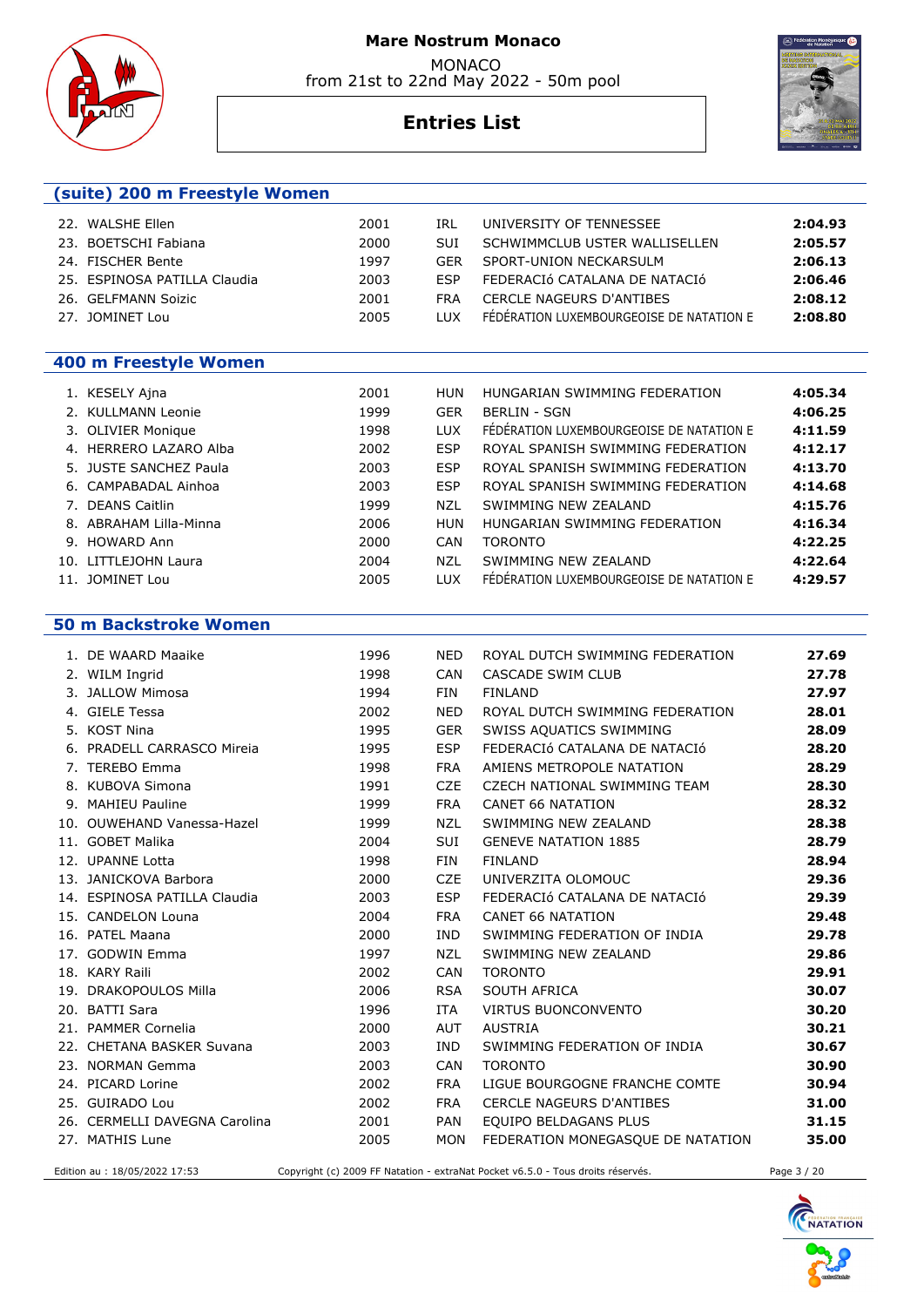# Mare Nostrum Monaco

MONACO
from 21st to 22nd May 2022 - 50m pool

## Entries List

### (suite) 200 m Freestyle Women

| | | | | | |
|---|---|---|---|---|---|
| 22. | WALSHE Ellen | 2001 | IRL | UNIVERSITY OF TENNESSEE | **2:04.93** |
| 23. | BOETSCHI Fabiana | 2000 | SUI | SCHWIMMCLUB USTER WALLISELLEN | **2:05.57** |
| 24. | FISCHER Bente | 1997 | GER | SPORT-UNION NECKARSULM | **2:06.13** |
| 25. | ESPINOSA PATILLA Claudia | 2003 | ESP | FEDERACIó CATALANA DE NATACIÓ | **2:06.46** |
| 26. | GELFMANN Soizic | 2001 | FRA | CERCLE NAGEURS D'ANTIBES | **2:08.12** |
| 27. | JOMINET Lou | 2005 | LUX | FÉDÉRATION LUXEMBOURGEOISE DE NATATION E | **2:08.80** |

### 400 m Freestyle Women

| | | | | | |
|---|---|---|---|---|---|
| 1. | KESELY Ajna | 2001 | HUN | HUNGARIAN SWIMMING FEDERATION | **4:05.34** |
| 2. | KULLMANN Leonie | 1999 | GER | BERLIN - SGN | **4:06.25** |
| 3. | OLIVIER Monique | 1998 | LUX | FÉDÉRATION LUXEMBOURGEOISE DE NATATION E | **4:11.59** |
| 4. | HERRERO LAZARO Alba | 2002 | ESP | ROYAL SPANISH SWIMMING FEDERATION | **4:12.17** |
| 5. | JUSTE SANCHEZ Paula | 2003 | ESP | ROYAL SPANISH SWIMMING FEDERATION | **4:13.70** |
| 6. | CAMPABADAL Ainhoa | 2003 | ESP | ROYAL SPANISH SWIMMING FEDERATION | **4:14.68** |
| 7. | DEANS Caitlin | 1999 | NZL | SWIMMING NEW ZEALAND | **4:15.76** |
| 8. | ABRAHAM Lilla-Minna | 2006 | HUN | HUNGARIAN SWIMMING FEDERATION | **4:16.34** |
| 9. | HOWARD Ann | 2000 | CAN | TORONTO | **4:22.25** |
| 10. | LITTLEJOHN Laura | 2004 | NZL | SWIMMING NEW ZEALAND | **4:22.64** |
| 11. | JOMINET Lou | 2005 | LUX | FÉDÉRATION LUXEMBOURGEOISE DE NATATION E | **4:29.57** |

### 50 m Backstroke Women

| | | | | | |
|---|---|---|---|---|---|
| 1. | DE WAARD Maaike | 1996 | NED | ROYAL DUTCH SWIMMING FEDERATION | **27.69** |
| 2. | WILM Ingrid | 1998 | CAN | CASCADE SWIM CLUB | **27.78** |
| 3. | JALLOW Mimosa | 1994 | FIN | FINLAND | **27.97** |
| 4. | GIELE Tessa | 2002 | NED | ROYAL DUTCH SWIMMING FEDERATION | **28.01** |
| 5. | KOST Nina | 1995 | GER | SWISS AQUATICS SWIMMING | **28.09** |
| 6. | PRADELL CARRASCO Mireia | 1995 | ESP | FEDERACIó CATALANA DE NATACIÓ | **28.20** |
| 7. | TEREBO Emma | 1998 | FRA | AMIENS METROPOLE NATATION | **28.29** |
| 8. | KUBOVA Simona | 1991 | CZE | CZECH NATIONAL SWIMMING TEAM | **28.30** |
| 9. | MAHIEU Pauline | 1999 | FRA | CANET 66 NATATION | **28.32** |
| 10. | OUWEHAND Vanessa-Hazel | 1999 | NZL | SWIMMING NEW ZEALAND | **28.38** |
| 11. | GOBET Malika | 2004 | SUI | GENEVE NATATION 1885 | **28.79** |
| 12. | UPANNE Lotta | 1998 | FIN | FINLAND | **28.94** |
| 13. | JANICKOVA Barbora | 2000 | CZE | UNIVERZITA OLOMOUC | **29.36** |
| 14. | ESPINOSA PATILLA Claudia | 2003 | ESP | FEDERACIó CATALANA DE NATACIÓ | **29.39** |
| 15. | CANDELON Louna | 2004 | FRA | CANET 66 NATATION | **29.48** |
| 16. | PATEL Maana | 2000 | IND | SWIMMING FEDERATION OF INDIA | **29.78** |
| 17. | GODWIN Emma | 1997 | NZL | SWIMMING NEW ZEALAND | **29.86** |
| 18. | KARY Raili | 2002 | CAN | TORONTO | **29.91** |
| 19. | DRAKOPOULOS Milla | 2006 | RSA | SOUTH AFRICA | **30.07** |
| 20. | BATTI Sara | 1996 | ITA | VIRTUS BUONCONVENTO | **30.20** |
| 21. | PAMMER Cornelia | 2000 | AUT | AUSTRIA | **30.21** |
| 22. | CHETANA BASKER Suvana | 2003 | IND | SWIMMING FEDERATION OF INDIA | **30.67** |
| 23. | NORMAN Gemma | 2003 | CAN | TORONTO | **30.90** |
| 24. | PICARD Lorine | 2002 | FRA | LIGUE BOURGOGNE FRANCHE COMTE | **30.94** |
| 25. | GUIRADO Lou | 2002 | FRA | CERCLE NAGEURS D'ANTIBES | **31.00** |
| 26. | CERMELLI DAVEGNA Carolina | 2001 | PAN | EQUIPO BELDAGANS PLUS | **31.15** |
| 27. | MATHIS Lune | 2005 | MON | FEDERATION MONEGASQUE DE NATATION | **35.00** |

Edition au : 18/05/2022 17:53 Copyright (c) 2009 FF Natation - extraNat Pocket v6.5.0 - Tous droits réservés.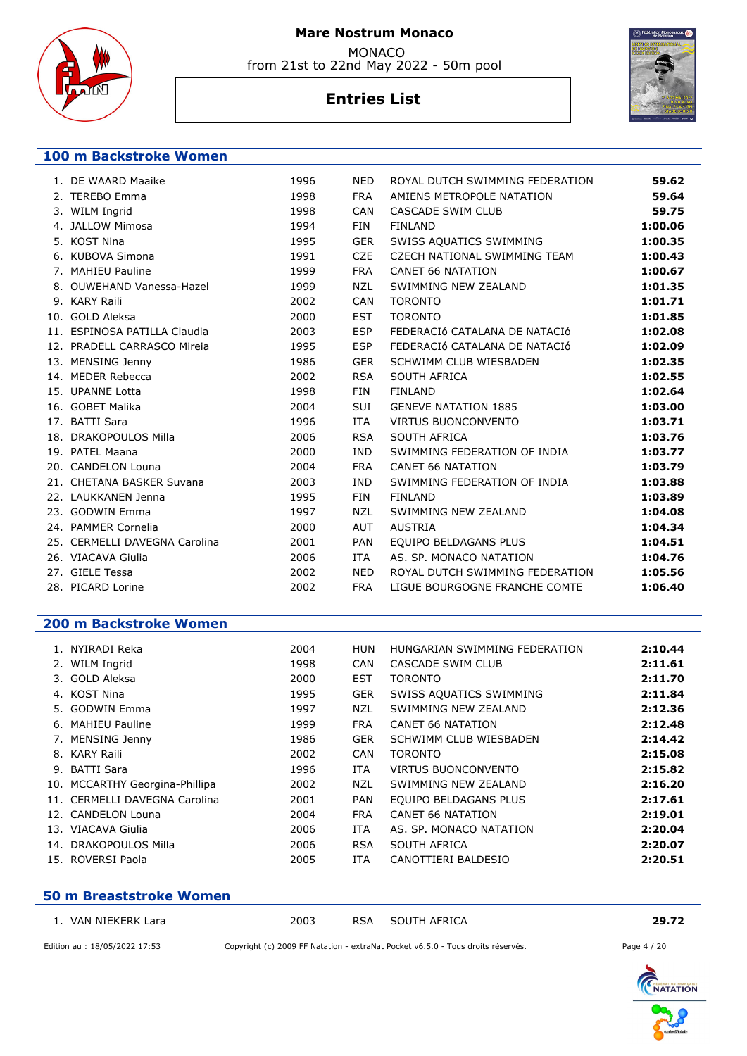# Mare Nostrum Monaco

MONACO
from 21st to 22nd May 2022 - 50m pool

## Entries List

### 100 m Backstroke Women

| | | | | | |
|---|---|---|---|---|---|
| 1. | DE WAARD Maaike | 1996 | NED | ROYAL DUTCH SWIMMING FEDERATION | **59.62** |
| 2. | TEREBO Emma | 1998 | FRA | AMIENS METROPOLE NATATION | **59.64** |
| 3. | WILM Ingrid | 1998 | CAN | CASCADE SWIM CLUB | **59.75** |
| 4. | JALLOW Mimosa | 1994 | FIN | FINLAND | **1:00.06** |
| 5. | KOST Nina | 1995 | GER | SWISS AQUATICS SWIMMING | **1:00.35** |
| 6. | KUBOVA Simona | 1991 | CZE | CZECH NATIONAL SWIMMING TEAM | **1:00.43** |
| 7. | MAHIEU Pauline | 1999 | FRA | CANET 66 NATATION | **1:00.67** |
| 8. | OUWEHAND Vanessa-Hazel | 1999 | NZL | SWIMMING NEW ZEALAND | **1:01.35** |
| 9. | KARY Raili | 2002 | CAN | TORONTO | **1:01.71** |
| 10. | GOLD Aleksa | 2000 | EST | TORONTO | **1:01.85** |
| 11. | ESPINOSA PATILLA Claudia | 2003 | ESP | FEDERACIó CATALANA DE NATACIó | **1:02.08** |
| 12. | PRADELL CARRASCO Mireia | 1995 | ESP | FEDERACIó CATALANA DE NATACIó | **1:02.09** |
| 13. | MENSING Jenny | 1986 | GER | SCHWIMM CLUB WIESBADEN | **1:02.35** |
| 14. | MEDER Rebecca | 2002 | RSA | SOUTH AFRICA | **1:02.55** |
| 15. | UPANNE Lotta | 1998 | FIN | FINLAND | **1:02.64** |
| 16. | GOBET Malika | 2004 | SUI | GENEVE NATATION 1885 | **1:03.00** |
| 17. | BATTI Sara | 1996 | ITA | VIRTUS BUONCONVENTO | **1:03.71** |
| 18. | DRAKOPOULOS Milla | 2006 | RSA | SOUTH AFRICA | **1:03.76** |
| 19. | PATEL Maana | 2000 | IND | SWIMMING FEDERATION OF INDIA | **1:03.77** |
| 20. | CANDELON Louna | 2004 | FRA | CANET 66 NATATION | **1:03.79** |
| 21. | CHETANA BASKER Suvana | 2003 | IND | SWIMMING FEDERATION OF INDIA | **1:03.88** |
| 22. | LAUKKANEN Jenna | 1995 | FIN | FINLAND | **1:03.89** |
| 23. | GODWIN Emma | 1997 | NZL | SWIMMING NEW ZEALAND | **1:04.08** |
| 24. | PAMMER Cornelia | 2000 | AUT | AUSTRIA | **1:04.34** |
| 25. | CERMELLI DAVEGNA Carolina | 2001 | PAN | EQUIPO BELDAGANS PLUS | **1:04.51** |
| 26. | VIACAVA Giulia | 2006 | ITA | AS. SP. MONACO NATATION | **1:04.76** |
| 27. | GIELE Tessa | 2002 | NED | ROYAL DUTCH SWIMMING FEDERATION | **1:05.56** |
| 28. | PICARD Lorine | 2002 | FRA | LIGUE BOURGOGNE FRANCHE COMTE | **1:06.40** |

### 200 m Backstroke Women

| | | | | | |
|---|---|---|---|---|---|
| 1. | NYIRADI Reka | 2004 | HUN | HUNGARIAN SWIMMING FEDERATION | **2:10.44** |
| 2. | WILM Ingrid | 1998 | CAN | CASCADE SWIM CLUB | **2:11.61** |
| 3. | GOLD Aleksa | 2000 | EST | TORONTO | **2:11.70** |
| 4. | KOST Nina | 1995 | GER | SWISS AQUATICS SWIMMING | **2:11.84** |
| 5. | GODWIN Emma | 1997 | NZL | SWIMMING NEW ZEALAND | **2:12.36** |
| 6. | MAHIEU Pauline | 1999 | FRA | CANET 66 NATATION | **2:12.48** |
| 7. | MENSING Jenny | 1986 | GER | SCHWIMM CLUB WIESBADEN | **2:14.42** |
| 8. | KARY Raili | 2002 | CAN | TORONTO | **2:15.08** |
| 9. | BATTI Sara | 1996 | ITA | VIRTUS BUONCONVENTO | **2:15.82** |
| 10. | MCCARTHY Georgina-Phillipa | 2002 | NZL | SWIMMING NEW ZEALAND | **2:16.20** |
| 11. | CERMELLI DAVEGNA Carolina | 2001 | PAN | EQUIPO BELDAGANS PLUS | **2:17.61** |
| 12. | CANDELON Louna | 2004 | FRA | CANET 66 NATATION | **2:19.01** |
| 13. | VIACAVA Giulia | 2006 | ITA | AS. SP. MONACO NATATION | **2:20.04** |
| 14. | DRAKOPOULOS Milla | 2006 | RSA | SOUTH AFRICA | **2:20.07** |
| 15. | ROVERSI Paola | 2005 | ITA | CANOTTIERI BALDESIO | **2:20.51** |

### 50 m Breaststroke Women

| | | | | | |
|---|---|---|---|---|---|
| 1. | VAN NIEKERK Lara | 2003 | RSA | SOUTH AFRICA | **29.72** |

Edition au : 18/05/2022 17:53 — Copyright (c) 2009 FF Natation - extraNat Pocket v6.5.0 - Tous droits réservés.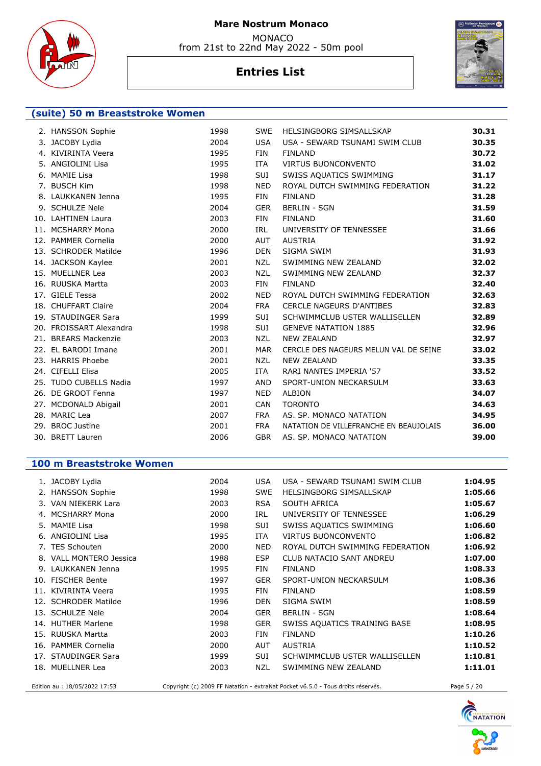# Mare Nostrum Monaco

MONACO
from 21st to 22nd May 2022 - 50m pool

## Entries List

### (suite) 50 m Breaststroke Women

| | | | | | |
|---|---|---|---|---|---|
| 2. | HANSSON Sophie | 1998 | SWE | HELSINGBORG SIMSALLSKAP | **30.31** |
| 3. | JACOBY Lydia | 2004 | USA | USA - SEWARD TSUNAMI SWIM CLUB | **30.35** |
| 4. | KIVIRINTA Veera | 1995 | FIN | FINLAND | **30.72** |
| 5. | ANGIOLINI Lisa | 1995 | ITA | VIRTUS BUONCONVENTO | **31.02** |
| 6. | MAMIE Lisa | 1998 | SUI | SWISS AQUATICS SWIMMING | **31.17** |
| 7. | BUSCH Kim | 1998 | NED | ROYAL DUTCH SWIMMING FEDERATION | **31.22** |
| 8. | LAUKKANEN Jenna | 1995 | FIN | FINLAND | **31.28** |
| 9. | SCHULZE Nele | 2004 | GER | BERLIN - SGN | **31.59** |
| 10. | LAHTINEN Laura | 2003 | FIN | FINLAND | **31.60** |
| 11. | MCSHARRY Mona | 2000 | IRL | UNIVERSITY OF TENNESSEE | **31.66** |
| 12. | PAMMER Cornelia | 2000 | AUT | AUSTRIA | **31.92** |
| 13. | SCHRODER Matilde | 1996 | DEN | SIGMA SWIM | **31.93** |
| 14. | JACKSON Kaylee | 2001 | NZL | SWIMMING NEW ZEALAND | **32.02** |
| 15. | MUELLNER Lea | 2003 | NZL | SWIMMING NEW ZEALAND | **32.37** |
| 16. | RUUSKA Martta | 2003 | FIN | FINLAND | **32.40** |
| 17. | GIELE Tessa | 2002 | NED | ROYAL DUTCH SWIMMING FEDERATION | **32.63** |
| 18. | CHUFFART Claire | 2004 | FRA | CERCLE NAGEURS D'ANTIBES | **32.83** |
| 19. | STAUDINGER Sara | 1999 | SUI | SCHWIMMCLUB USTER WALLISELLEN | **32.89** |
| 20. | FROISSART Alexandra | 1998 | SUI | GENEVE NATATION 1885 | **32.96** |
| 21. | BREARS Mackenzie | 2003 | NZL | NEW ZEALAND | **32.97** |
| 22. | EL BARODI Imane | 2001 | MAR | CERCLE DES NAGEURS MELUN VAL DE SEINE | **33.02** |
| 23. | HARRIS Phoebe | 2001 | NZL | NEW ZEALAND | **33.35** |
| 24. | CIFELLI Elisa | 2005 | ITA | RARI NANTES IMPERIA '57 | **33.52** |
| 25. | TUDO CUBELLS Nadia | 1997 | AND | SPORT-UNION NECKARSULM | **33.63** |
| 26. | DE GROOT Fenna | 1997 | NED | ALBION | **34.07** |
| 27. | MCDONALD Abigail | 2001 | CAN | TORONTO | **34.63** |
| 28. | MARIC Lea | 2007 | FRA | AS. SP. MONACO NATATION | **34.95** |
| 29. | BROC Justine | 2001 | FRA | NATATION DE VILLEFRANCHE EN BEAUJOLAIS | **36.00** |
| 30. | BRETT Lauren | 2006 | GBR | AS. SP. MONACO NATATION | **39.00** |

### 100 m Breaststroke Women

| | | | | | |
|---|---|---|---|---|---|
| 1. | JACOBY Lydia | 2004 | USA | USA - SEWARD TSUNAMI SWIM CLUB | **1:04.95** |
| 2. | HANSSON Sophie | 1998 | SWE | HELSINGBORG SIMSALLSKAP | **1:05.66** |
| 3. | VAN NIEKERK Lara | 2003 | RSA | SOUTH AFRICA | **1:05.67** |
| 4. | MCSHARRY Mona | 2000 | IRL | UNIVERSITY OF TENNESSEE | **1:06.29** |
| 5. | MAMIE Lisa | 1998 | SUI | SWISS AQUATICS SWIMMING | **1:06.60** |
| 6. | ANGIOLINI Lisa | 1995 | ITA | VIRTUS BUONCONVENTO | **1:06.82** |
| 7. | TES Schouten | 2000 | NED | ROYAL DUTCH SWIMMING FEDERATION | **1:06.92** |
| 8. | VALL MONTERO Jessica | 1988 | ESP | CLUB NATACIO SANT ANDREU | **1:07.00** |
| 9. | LAUKKANEN Jenna | 1995 | FIN | FINLAND | **1:08.33** |
| 10. | FISCHER Bente | 1997 | GER | SPORT-UNION NECKARSULM | **1:08.36** |
| 11. | KIVIRINTA Veera | 1995 | FIN | FINLAND | **1:08.59** |
| 12. | SCHRODER Matilde | 1996 | DEN | SIGMA SWIM | **1:08.59** |
| 13. | SCHULZE Nele | 2004 | GER | BERLIN - SGN | **1:08.64** |
| 14. | HUTHER Marlene | 1998 | GER | SWISS AQUATICS TRAINING BASE | **1:08.95** |
| 15. | RUUSKA Martta | 2003 | FIN | FINLAND | **1:10.26** |
| 16. | PAMMER Cornelia | 2000 | AUT | AUSTRIA | **1:10.52** |
| 17. | STAUDINGER Sara | 1999 | SUI | SCHWIMMCLUB USTER WALLISELLEN | **1:10.81** |
| 18. | MUELLNER Lea | 2003 | NZL | SWIMMING NEW ZEALAND | **1:11.01** |

Edition au : 18/05/2022 17:53 — Copyright (c) 2009 FF Natation - extraNat Pocket v6.5.0 - Tous droits réservés.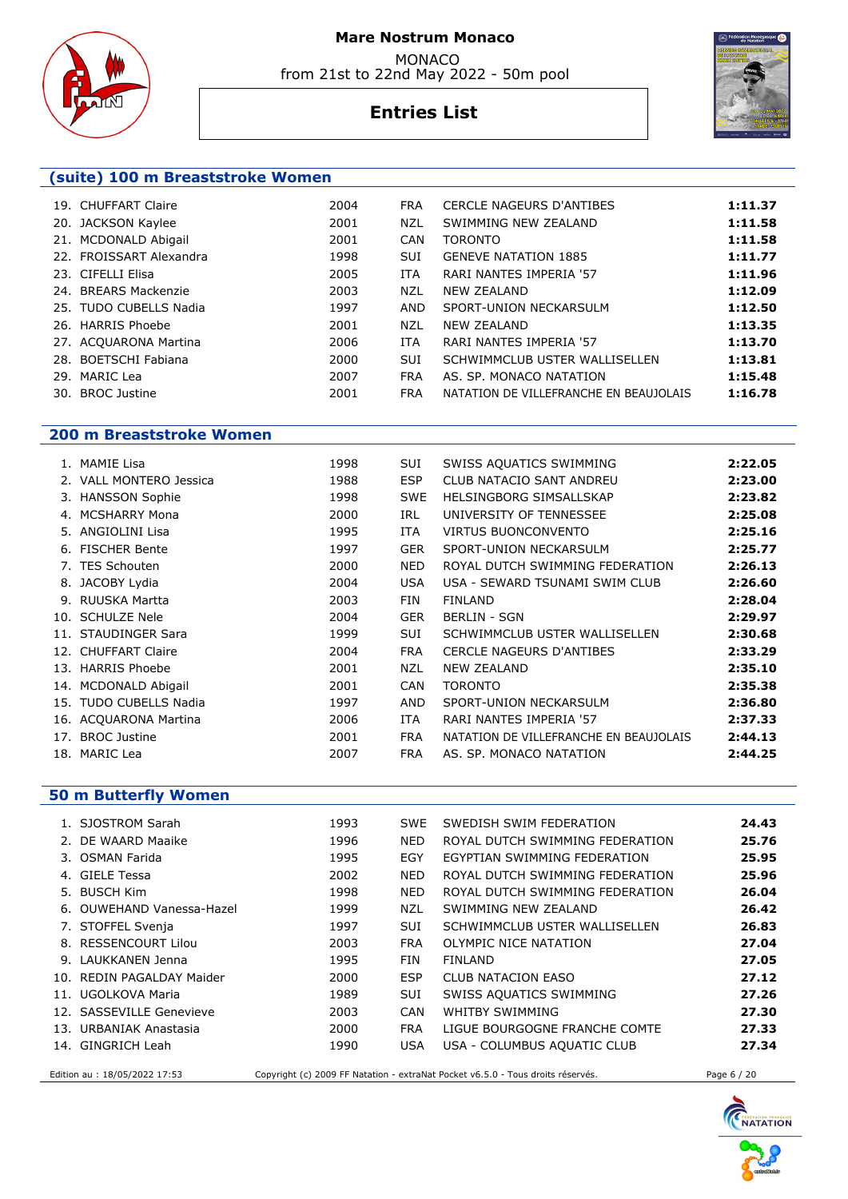# Mare Nostrum Monaco

MONACO
from 21st to 22nd May 2022 - 50m pool

## Entries List

### (suite) 100 m Breaststroke Women

| | | | | | |
|---|---|---|---|---|---|
| 19. | CHUFFART Claire | 2004 | FRA | CERCLE NAGEURS D'ANTIBES | **1:11.37** |
| 20. | JACKSON Kaylee | 2001 | NZL | SWIMMING NEW ZEALAND | **1:11.58** |
| 21. | MCDONALD Abigail | 2001 | CAN | TORONTO | **1:11.58** |
| 22. | FROISSART Alexandra | 1998 | SUI | GENEVE NATATION 1885 | **1:11.77** |
| 23. | CIFELLI Elisa | 2005 | ITA | RARI NANTES IMPERIA '57 | **1:11.96** |
| 24. | BREARS Mackenzie | 2003 | NZL | NEW ZEALAND | **1:12.09** |
| 25. | TUDO CUBELLS Nadia | 1997 | AND | SPORT-UNION NECKARSULM | **1:12.50** |
| 26. | HARRIS Phoebe | 2001 | NZL | NEW ZEALAND | **1:13.35** |
| 27. | ACQUARONA Martina | 2006 | ITA | RARI NANTES IMPERIA '57 | **1:13.70** |
| 28. | BOETSCHI Fabiana | 2000 | SUI | SCHWIMMCLUB USTER WALLISELLEN | **1:13.81** |
| 29. | MARIC Lea | 2007 | FRA | AS. SP. MONACO NATATION | **1:15.48** |
| 30. | BROC Justine | 2001 | FRA | NATATION DE VILLEFRANCHE EN BEAUJOLAIS | **1:16.78** |

### 200 m Breaststroke Women

| | | | | | |
|---|---|---|---|---|---|
| 1. | MAMIE Lisa | 1998 | SUI | SWISS AQUATICS SWIMMING | **2:22.05** |
| 2. | VALL MONTERO Jessica | 1988 | ESP | CLUB NATACIO SANT ANDREU | **2:23.00** |
| 3. | HANSSON Sophie | 1998 | SWE | HELSINGBORG SIMSALLSKAP | **2:23.82** |
| 4. | MCSHARRY Mona | 2000 | IRL | UNIVERSITY OF TENNESSEE | **2:25.08** |
| 5. | ANGIOLINI Lisa | 1995 | ITA | VIRTUS BUONCONVENTO | **2:25.16** |
| 6. | FISCHER Bente | 1997 | GER | SPORT-UNION NECKARSULM | **2:25.77** |
| 7. | TES Schouten | 2000 | NED | ROYAL DUTCH SWIMMING FEDERATION | **2:26.13** |
| 8. | JACOBY Lydia | 2004 | USA | USA - SEWARD TSUNAMI SWIM CLUB | **2:26.60** |
| 9. | RUUSKA Martta | 2003 | FIN | FINLAND | **2:28.04** |
| 10. | SCHULZE Nele | 2004 | GER | BERLIN - SGN | **2:29.97** |
| 11. | STAUDINGER Sara | 1999 | SUI | SCHWIMMCLUB USTER WALLISELLEN | **2:30.68** |
| 12. | CHUFFART Claire | 2004 | FRA | CERCLE NAGEURS D'ANTIBES | **2:33.29** |
| 13. | HARRIS Phoebe | 2001 | NZL | NEW ZEALAND | **2:35.10** |
| 14. | MCDONALD Abigail | 2001 | CAN | TORONTO | **2:35.38** |
| 15. | TUDO CUBELLS Nadia | 1997 | AND | SPORT-UNION NECKARSULM | **2:36.80** |
| 16. | ACQUARONA Martina | 2006 | ITA | RARI NANTES IMPERIA '57 | **2:37.33** |
| 17. | BROC Justine | 2001 | FRA | NATATION DE VILLEFRANCHE EN BEAUJOLAIS | **2:44.13** |
| 18. | MARIC Lea | 2007 | FRA | AS. SP. MONACO NATATION | **2:44.25** |

### 50 m Butterfly Women

| | | | | | |
|---|---|---|---|---|---|
| 1. | SJOSTROM Sarah | 1993 | SWE | SWEDISH SWIM FEDERATION | **24.43** |
| 2. | DE WAARD Maaike | 1996 | NED | ROYAL DUTCH SWIMMING FEDERATION | **25.76** |
| 3. | OSMAN Farida | 1995 | EGY | EGYPTIAN SWIMMING FEDERATION | **25.95** |
| 4. | GIELE Tessa | 2002 | NED | ROYAL DUTCH SWIMMING FEDERATION | **25.96** |
| 5. | BUSCH Kim | 1998 | NED | ROYAL DUTCH SWIMMING FEDERATION | **26.04** |
| 6. | OUWEHAND Vanessa-Hazel | 1999 | NZL | SWIMMING NEW ZEALAND | **26.42** |
| 7. | STOFFEL Svenja | 1997 | SUI | SCHWIMMCLUB USTER WALLISELLEN | **26.83** |
| 8. | RESSENCOURT Lilou | 2003 | FRA | OLYMPIC NICE NATATION | **27.04** |
| 9. | LAUKKANEN Jenna | 1995 | FIN | FINLAND | **27.05** |
| 10. | REDIN PAGALDAY Maider | 2000 | ESP | CLUB NATACION EASO | **27.12** |
| 11. | UGOLKOVA Maria | 1989 | SUI | SWISS AQUATICS SWIMMING | **27.26** |
| 12. | SASSEVILLE Genevieve | 2003 | CAN | WHITBY SWIMMING | **27.30** |
| 13. | URBANIAK Anastasia | 2000 | FRA | LIGUE BOURGOGNE FRANCHE COMTE | **27.33** |
| 14. | GINGRICH Leah | 1990 | USA | USA - COLUMBUS AQUATIC CLUB | **27.34** |

Edition au : 18/05/2022 17:53 Copyright (c) 2009 FF Natation - extraNat Pocket v6.5.0 - Tous droits réservés.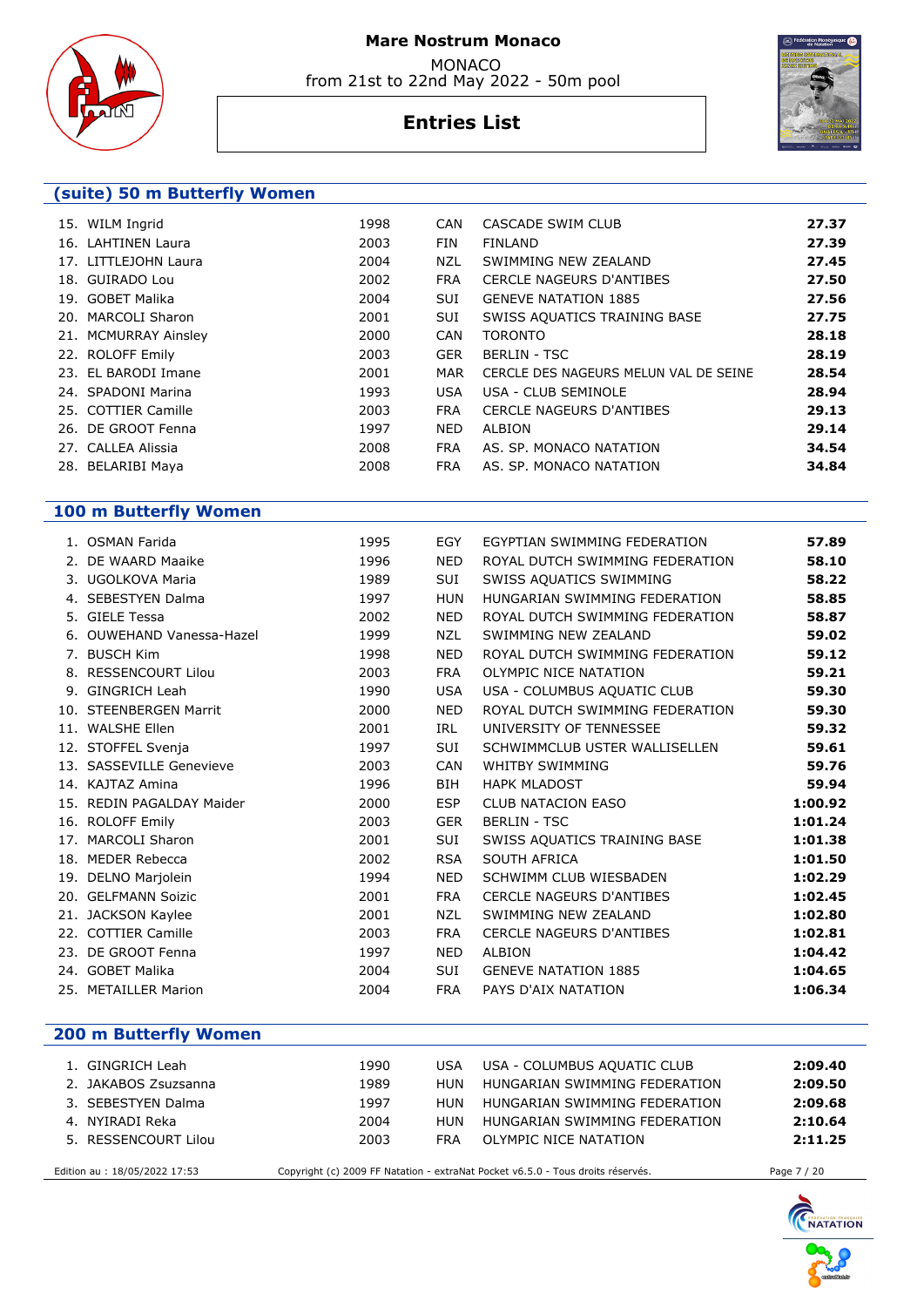## (suite) 50 m Butterfly Women

| | Name | Year | Nat | Club | Time |
|---|---|---|---|---|---|
| 15. | WILM Ingrid | 1998 | CAN | CASCADE SWIM CLUB | **27.37** |
| 16. | LAHTINEN Laura | 2003 | FIN | FINLAND | **27.39** |
| 17. | LITTLEJOHN Laura | 2004 | NZL | SWIMMING NEW ZEALAND | **27.45** |
| 18. | GUIRADO Lou | 2002 | FRA | CERCLE NAGEURS D'ANTIBES | **27.50** |
| 19. | GOBET Malika | 2004 | SUI | GENEVE NATATION 1885 | **27.56** |
| 20. | MARCOLI Sharon | 2001 | SUI | SWISS AQUATICS TRAINING BASE | **27.75** |
| 21. | MCMURRAY Ainsley | 2000 | CAN | TORONTO | **28.18** |
| 22. | ROLOFF Emily | 2003 | GER | BERLIN - TSC | **28.19** |
| 23. | EL BARODI Imane | 2001 | MAR | CERCLE DES NAGEURS MELUN VAL DE SEINE | **28.54** |
| 24. | SPADONI Marina | 1993 | USA | USA - CLUB SEMINOLE | **28.94** |
| 25. | COTTIER Camille | 2003 | FRA | CERCLE NAGEURS D'ANTIBES | **29.13** |
| 26. | DE GROOT Fenna | 1997 | NED | ALBION | **29.14** |
| 27. | CALLEA Alissia | 2008 | FRA | AS. SP. MONACO NATATION | **34.54** |
| 28. | BELARIBI Maya | 2008 | FRA | AS. SP. MONACO NATATION | **34.84** |

## 100 m Butterfly Women

| | Name | Year | Nat | Club | Time |
|---|---|---|---|---|---|
| 1. | OSMAN Farida | 1995 | EGY | EGYPTIAN SWIMMING FEDERATION | **57.89** |
| 2. | DE WAARD Maaike | 1996 | NED | ROYAL DUTCH SWIMMING FEDERATION | **58.10** |
| 3. | UGOLKOVA Maria | 1989 | SUI | SWISS AQUATICS SWIMMING | **58.22** |
| 4. | SEBESTYEN Dalma | 1997 | HUN | HUNGARIAN SWIMMING FEDERATION | **58.85** |
| 5. | GIELE Tessa | 2002 | NED | ROYAL DUTCH SWIMMING FEDERATION | **58.87** |
| 6. | OUWEHAND Vanessa-Hazel | 1999 | NZL | SWIMMING NEW ZEALAND | **59.02** |
| 7. | BUSCH Kim | 1998 | NED | ROYAL DUTCH SWIMMING FEDERATION | **59.12** |
| 8. | RESSENCOURT Lilou | 2003 | FRA | OLYMPIC NICE NATATION | **59.21** |
| 9. | GINGRICH Leah | 1990 | USA | USA - COLUMBUS AQUATIC CLUB | **59.30** |
| 10. | STEENBERGEN Marrit | 2000 | NED | ROYAL DUTCH SWIMMING FEDERATION | **59.30** |
| 11. | WALSHE Ellen | 2001 | IRL | UNIVERSITY OF TENNESSEE | **59.32** |
| 12. | STOFFEL Svenja | 1997 | SUI | SCHWIMMCLUB USTER WALLISELLEN | **59.61** |
| 13. | SASSEVILLE Genevieve | 2003 | CAN | WHITBY SWIMMING | **59.76** |
| 14. | KAJTAZ Amina | 1996 | BIH | HAPK MLADOST | **59.94** |
| 15. | REDIN PAGALDAY Maider | 2000 | ESP | CLUB NATACION EASO | **1:00.92** |
| 16. | ROLOFF Emily | 2003 | GER | BERLIN - TSC | **1:01.24** |
| 17. | MARCOLI Sharon | 2001 | SUI | SWISS AQUATICS TRAINING BASE | **1:01.38** |
| 18. | MEDER Rebecca | 2002 | RSA | SOUTH AFRICA | **1:01.50** |
| 19. | DELNO Marjolein | 1994 | NED | SCHWIMM CLUB WIESBADEN | **1:02.29** |
| 20. | GELFMANN Soizic | 2001 | FRA | CERCLE NAGEURS D'ANTIBES | **1:02.45** |
| 21. | JACKSON Kaylee | 2001 | NZL | SWIMMING NEW ZEALAND | **1:02.80** |
| 22. | COTTIER Camille | 2003 | FRA | CERCLE NAGEURS D'ANTIBES | **1:02.81** |
| 23. | DE GROOT Fenna | 1997 | NED | ALBION | **1:04.42** |
| 24. | GOBET Malika | 2004 | SUI | GENEVE NATATION 1885 | **1:04.65** |
| 25. | METAILLER Marion | 2004 | FRA | PAYS D'AIX NATATION | **1:06.34** |

## 200 m Butterfly Women

| | Name | Year | Nat | Club | Time |
|---|---|---|---|---|---|
| 1. | GINGRICH Leah | 1990 | USA | USA - COLUMBUS AQUATIC CLUB | **2:09.40** |
| 2. | JAKABOS Zsuzsanna | 1989 | HUN | HUNGARIAN SWIMMING FEDERATION | **2:09.50** |
| 3. | SEBESTYEN Dalma | 1997 | HUN | HUNGARIAN SWIMMING FEDERATION | **2:09.68** |
| 4. | NYIRADI Reka | 2004 | HUN | HUNGARIAN SWIMMING FEDERATION | **2:10.64** |
| 5. | RESSENCOURT Lilou | 2003 | FRA | OLYMPIC NICE NATATION | **2:11.25** |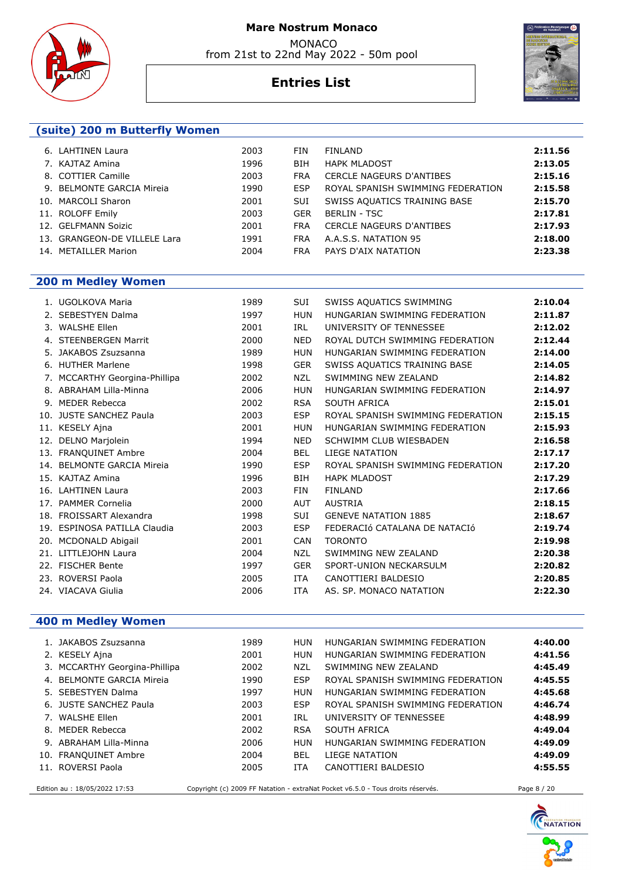# Mare Nostrum Monaco

MONACO
from 21st to 22nd May 2022 - 50m pool

## Entries List

### (suite) 200 m Butterfly Women

| | Name | Year | Nat | Club | Time |
|---|---|---|---|---|---|
| 6. | LAHTINEN Laura | 2003 | FIN | FINLAND | **2:11.56** |
| 7. | KAJTAZ Amina | 1996 | BIH | HAPK MLADOST | **2:13.05** |
| 8. | COTTIER Camille | 2003 | FRA | CERCLE NAGEURS D'ANTIBES | **2:15.16** |
| 9. | BELMONTE GARCIA Mireia | 1990 | ESP | ROYAL SPANISH SWIMMING FEDERATION | **2:15.58** |
| 10. | MARCOLI Sharon | 2001 | SUI | SWISS AQUATICS TRAINING BASE | **2:15.70** |
| 11. | ROLOFF Emily | 2003 | GER | BERLIN - TSC | **2:17.81** |
| 12. | GELFMANN Soizic | 2001 | FRA | CERCLE NAGEURS D'ANTIBES | **2:17.93** |
| 13. | GRANGEON-DE VILLELE Lara | 1991 | FRA | A.A.S.S. NATATION 95 | **2:18.00** |
| 14. | METAILLER Marion | 2004 | FRA | PAYS D'AIX NATATION | **2:23.38** |

### 200 m Medley Women

| | Name | Year | Nat | Club | Time |
|---|---|---|---|---|---|
| 1. | UGOLKOVA Maria | 1989 | SUI | SWISS AQUATICS SWIMMING | **2:10.04** |
| 2. | SEBESTYEN Dalma | 1997 | HUN | HUNGARIAN SWIMMING FEDERATION | **2:11.87** |
| 3. | WALSHE Ellen | 2001 | IRL | UNIVERSITY OF TENNESSEE | **2:12.02** |
| 4. | STEENBERGEN Marrit | 2000 | NED | ROYAL DUTCH SWIMMING FEDERATION | **2:12.44** |
| 5. | JAKABOS Zsuzsanna | 1989 | HUN | HUNGARIAN SWIMMING FEDERATION | **2:14.00** |
| 6. | HUTHER Marlene | 1998 | GER | SWISS AQUATICS TRAINING BASE | **2:14.05** |
| 7. | MCCARTHY Georgina-Phillipa | 2002 | NZL | SWIMMING NEW ZEALAND | **2:14.82** |
| 8. | ABRAHAM Lilla-Minna | 2006 | HUN | HUNGARIAN SWIMMING FEDERATION | **2:14.97** |
| 9. | MEDER Rebecca | 2002 | RSA | SOUTH AFRICA | **2:15.01** |
| 10. | JUSTE SANCHEZ Paula | 2003 | ESP | ROYAL SPANISH SWIMMING FEDERATION | **2:15.15** |
| 11. | KESELY Ajna | 2001 | HUN | HUNGARIAN SWIMMING FEDERATION | **2:15.93** |
| 12. | DELNO Marjolein | 1994 | NED | SCHWIMM CLUB WIESBADEN | **2:16.58** |
| 13. | FRANQUINET Ambre | 2004 | BEL | LIEGE NATATION | **2:17.17** |
| 14. | BELMONTE GARCIA Mireia | 1990 | ESP | ROYAL SPANISH SWIMMING FEDERATION | **2:17.20** |
| 15. | KAJTAZ Amina | 1996 | BIH | HAPK MLADOST | **2:17.29** |
| 16. | LAHTINEN Laura | 2003 | FIN | FINLAND | **2:17.66** |
| 17. | PAMMER Cornelia | 2000 | AUT | AUSTRIA | **2:18.15** |
| 18. | FROISSART Alexandra | 1998 | SUI | GENEVE NATATION 1885 | **2:18.67** |
| 19. | ESPINOSA PATILLA Claudia | 2003 | ESP | FEDERACIó CATALANA DE NATACIó | **2:19.74** |
| 20. | MCDONALD Abigail | 2001 | CAN | TORONTO | **2:19.98** |
| 21. | LITTLEJOHN Laura | 2004 | NZL | SWIMMING NEW ZEALAND | **2:20.38** |
| 22. | FISCHER Bente | 1997 | GER | SPORT-UNION NECKARSULM | **2:20.82** |
| 23. | ROVERSI Paola | 2005 | ITA | CANOTTIERI BALDESIO | **2:20.85** |
| 24. | VIACAVA Giulia | 2006 | ITA | AS. SP. MONACO NATATION | **2:22.30** |

### 400 m Medley Women

| | Name | Year | Nat | Club | Time |
|---|---|---|---|---|---|
| 1. | JAKABOS Zsuzsanna | 1989 | HUN | HUNGARIAN SWIMMING FEDERATION | **4:40.00** |
| 2. | KESELY Ajna | 2001 | HUN | HUNGARIAN SWIMMING FEDERATION | **4:41.56** |
| 3. | MCCARTHY Georgina-Phillipa | 2002 | NZL | SWIMMING NEW ZEALAND | **4:45.49** |
| 4. | BELMONTE GARCIA Mireia | 1990 | ESP | ROYAL SPANISH SWIMMING FEDERATION | **4:45.55** |
| 5. | SEBESTYEN Dalma | 1997 | HUN | HUNGARIAN SWIMMING FEDERATION | **4:45.68** |
| 6. | JUSTE SANCHEZ Paula | 2003 | ESP | ROYAL SPANISH SWIMMING FEDERATION | **4:46.74** |
| 7. | WALSHE Ellen | 2001 | IRL | UNIVERSITY OF TENNESSEE | **4:48.99** |
| 8. | MEDER Rebecca | 2002 | RSA | SOUTH AFRICA | **4:49.04** |
| 9. | ABRAHAM Lilla-Minna | 2006 | HUN | HUNGARIAN SWIMMING FEDERATION | **4:49.09** |
| 10. | FRANQUINET Ambre | 2004 | BEL | LIEGE NATATION | **4:49.09** |
| 11. | ROVERSI Paola | 2005 | ITA | CANOTTIERI BALDESIO | **4:55.55** |

Edition au : 18/05/2022 17:53 — Copyright (c) 2009 FF Natation - extraNat Pocket v6.5.0 - Tous droits réservés.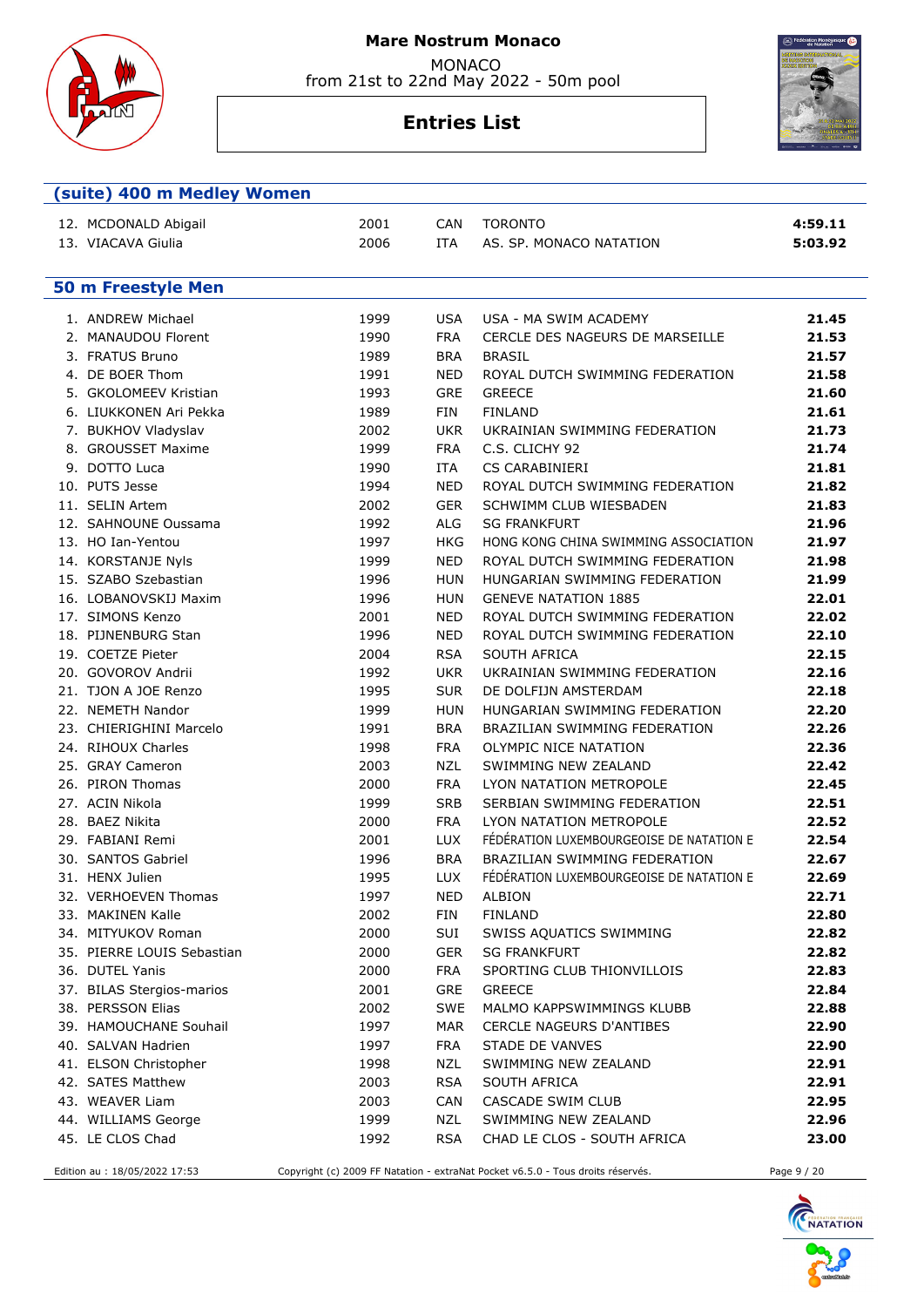# Mare Nostrum Monaco

MONACO
from 21st to 22nd May 2022 - 50m pool

## Entries List

### (suite) 400 m Medley Women

| | | | | | |
|---|---|---|---|---|---|
| 12. | MCDONALD Abigail | 2001 | CAN | TORONTO | **4:59.11** |
| 13. | VIACAVA Giulia | 2006 | ITA | AS. SP. MONACO NATATION | **5:03.92** |

### 50 m Freestyle Men

| | | | | | |
|---|---|---|---|---|---|
| 1. | ANDREW Michael | 1999 | USA | USA - MA SWIM ACADEMY | **21.45** |
| 2. | MANAUDOU Florent | 1990 | FRA | CERCLE DES NAGEURS DE MARSEILLE | **21.53** |
| 3. | FRATUS Bruno | 1989 | BRA | BRASIL | **21.57** |
| 4. | DE BOER Thom | 1991 | NED | ROYAL DUTCH SWIMMING FEDERATION | **21.58** |
| 5. | GKOLOMEEV Kristian | 1993 | GRE | GREECE | **21.60** |
| 6. | LIUKKONEN Ari Pekka | 1989 | FIN | FINLAND | **21.61** |
| 7. | BUKHOV Vladyslav | 2002 | UKR | UKRAINIAN SWIMMING FEDERATION | **21.73** |
| 8. | GROUSSET Maxime | 1999 | FRA | C.S. CLICHY 92 | **21.74** |
| 9. | DOTTO Luca | 1990 | ITA | CS CARABINIERI | **21.81** |
| 10. | PUTS Jesse | 1994 | NED | ROYAL DUTCH SWIMMING FEDERATION | **21.82** |
| 11. | SELIN Artem | 2002 | GER | SCHWIMM CLUB WIESBADEN | **21.83** |
| 12. | SAHNOUNE Oussama | 1992 | ALG | SG FRANKFURT | **21.96** |
| 13. | HO Ian-Yentou | 1997 | HKG | HONG KONG CHINA SWIMMING ASSOCIATION | **21.97** |
| 14. | KORSTANJE Nyls | 1999 | NED | ROYAL DUTCH SWIMMING FEDERATION | **21.98** |
| 15. | SZABO Szebastian | 1996 | HUN | HUNGARIAN SWIMMING FEDERATION | **21.99** |
| 16. | LOBANOVSKIJ Maxim | 1996 | HUN | GENEVE NATATION 1885 | **22.01** |
| 17. | SIMONS Kenzo | 2001 | NED | ROYAL DUTCH SWIMMING FEDERATION | **22.02** |
| 18. | PIJNENBURG Stan | 1996 | NED | ROYAL DUTCH SWIMMING FEDERATION | **22.10** |
| 19. | COETZE Pieter | 2004 | RSA | SOUTH AFRICA | **22.15** |
| 20. | GOVOROV Andrii | 1992 | UKR | UKRAINIAN SWIMMING FEDERATION | **22.16** |
| 21. | TJON A JOE Renzo | 1995 | SUR | DE DOLFIJN AMSTERDAM | **22.18** |
| 22. | NEMETH Nandor | 1999 | HUN | HUNGARIAN SWIMMING FEDERATION | **22.20** |
| 23. | CHIERIGHINI Marcelo | 1991 | BRA | BRAZILIAN SWIMMING FEDERATION | **22.26** |
| 24. | RIHOUX Charles | 1998 | FRA | OLYMPIC NICE NATATION | **22.36** |
| 25. | GRAY Cameron | 2003 | NZL | SWIMMING NEW ZEALAND | **22.42** |
| 26. | PIRON Thomas | 2000 | FRA | LYON NATATION METROPOLE | **22.45** |
| 27. | ACIN Nikola | 1999 | SRB | SERBIAN SWIMMING FEDERATION | **22.51** |
| 28. | BAEZ Nikita | 2000 | FRA | LYON NATATION METROPOLE | **22.52** |
| 29. | FABIANI Remi | 2001 | LUX | FÉDÉRATION LUXEMBOURGEOISE DE NATATION E | **22.54** |
| 30. | SANTOS Gabriel | 1996 | BRA | BRAZILIAN SWIMMING FEDERATION | **22.67** |
| 31. | HENX Julien | 1995 | LUX | FÉDÉRATION LUXEMBOURGEOISE DE NATATION E | **22.69** |
| 32. | VERHOEVEN Thomas | 1997 | NED | ALBION | **22.71** |
| 33. | MAKINEN Kalle | 2002 | FIN | FINLAND | **22.80** |
| 34. | MITYUKOV Roman | 2000 | SUI | SWISS AQUATICS SWIMMING | **22.82** |
| 35. | PIERRE LOUIS Sebastian | 2000 | GER | SG FRANKFURT | **22.82** |
| 36. | DUTEL Yanis | 2000 | FRA | SPORTING CLUB THIONVILLOIS | **22.83** |
| 37. | BILAS Stergios-marios | 2001 | GRE | GREECE | **22.84** |
| 38. | PERSSON Elias | 2002 | SWE | MALMO KAPPSWIMMINGS KLUBB | **22.88** |
| 39. | HAMOUCHANE Souhail | 1997 | MAR | CERCLE NAGEURS D'ANTIBES | **22.90** |
| 40. | SALVAN Hadrien | 1997 | FRA | STADE DE VANVES | **22.90** |
| 41. | ELSON Christopher | 1998 | NZL | SWIMMING NEW ZEALAND | **22.91** |
| 42. | SATES Matthew | 2003 | RSA | SOUTH AFRICA | **22.91** |
| 43. | WEAVER Liam | 2003 | CAN | CASCADE SWIM CLUB | **22.95** |
| 44. | WILLIAMS George | 1999 | NZL | SWIMMING NEW ZEALAND | **22.96** |
| 45. | LE CLOS Chad | 1992 | RSA | CHAD LE CLOS - SOUTH AFRICA | **23.00** |

Edition au : 18/05/2022 17:53 Copyright (c) 2009 FF Natation - extraNat Pocket v6.5.0 - Tous droits réservés.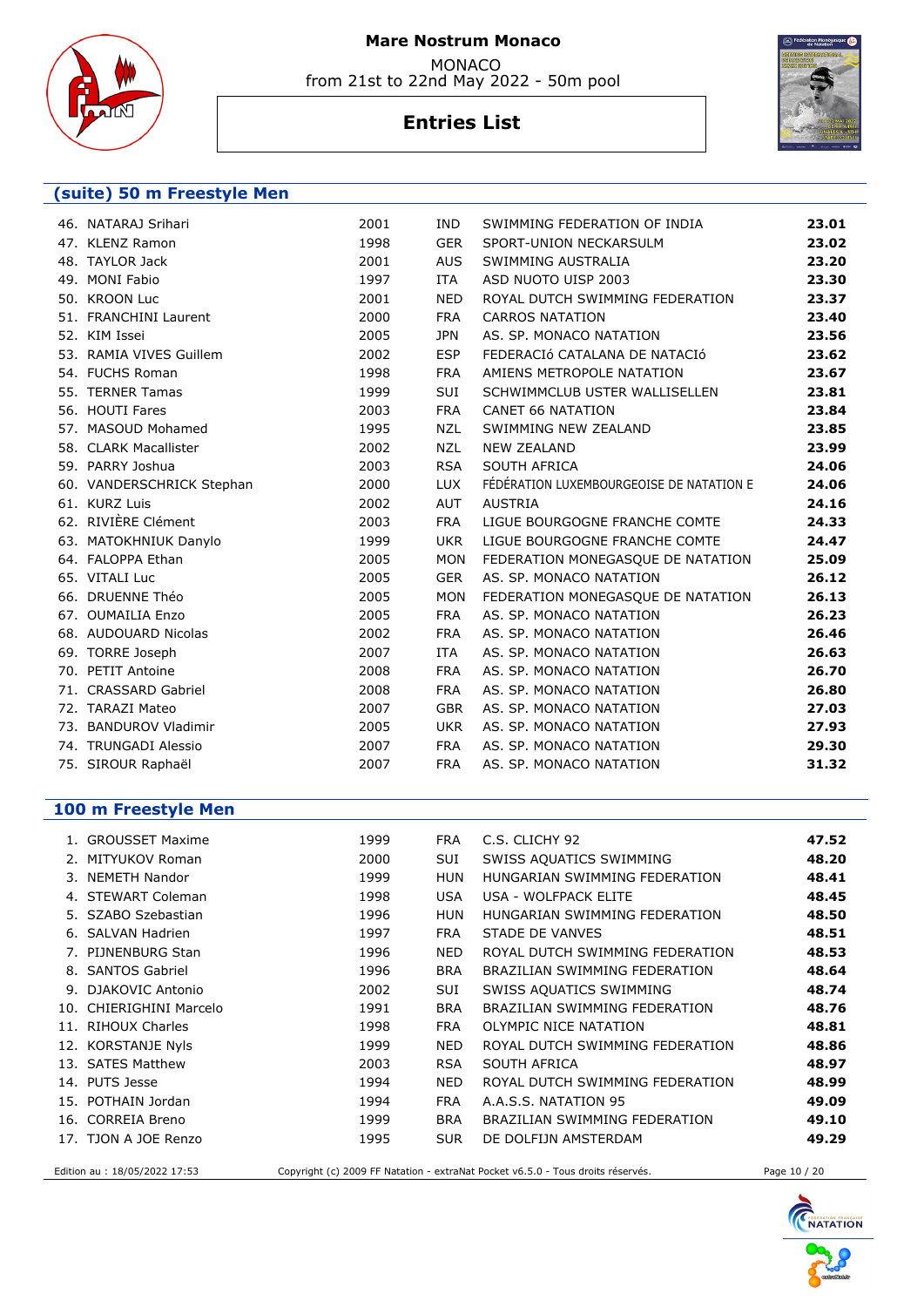**Mare Nostrum Monaco**

MONACO
from 21st to 22nd May 2022 - 50m pool

## Entries List

### (suite) 50 m Freestyle Men

| | | | | | |
|---|---|---|---|---|---|
| 46. | NATARAJ Srihari | 2001 | IND | SWIMMING FEDERATION OF INDIA | **23.01** |
| 47. | KLENZ Ramon | 1998 | GER | SPORT-UNION NECKARSULM | **23.02** |
| 48. | TAYLOR Jack | 2001 | AUS | SWIMMING AUSTRALIA | **23.20** |
| 49. | MONI Fabio | 1997 | ITA | ASD NUOTO UISP 2003 | **23.30** |
| 50. | KROON Luc | 2001 | NED | ROYAL DUTCH SWIMMING FEDERATION | **23.37** |
| 51. | FRANCHINI Laurent | 2000 | FRA | CARROS NATATION | **23.40** |
| 52. | KIM Issei | 2005 | JPN | AS. SP. MONACO NATATION | **23.56** |
| 53. | RAMIA VIVES Guillem | 2002 | ESP | FEDERACIÓ CATALANA DE NATACIÓ | **23.62** |
| 54. | FUCHS Roman | 1998 | FRA | AMIENS METROPOLE NATATION | **23.67** |
| 55. | TERNER Tamas | 1999 | SUI | SCHWIMMCLUB USTER WALLISELLEN | **23.81** |
| 56. | HOUTI Fares | 2003 | FRA | CANET 66 NATATION | **23.84** |
| 57. | MASOUD Mohamed | 1995 | NZL | SWIMMING NEW ZEALAND | **23.85** |
| 58. | CLARK Macallister | 2002 | NZL | NEW ZEALAND | **23.99** |
| 59. | PARRY Joshua | 2003 | RSA | SOUTH AFRICA | **24.06** |
| 60. | VANDERSCHRICK Stephan | 2000 | LUX | FÉDÉRATION LUXEMBOURGEOISE DE NATATION E | **24.06** |
| 61. | KURZ Luis | 2002 | AUT | AUSTRIA | **24.16** |
| 62. | RIVIÈRE Clément | 2003 | FRA | LIGUE BOURGOGNE FRANCHE COMTE | **24.33** |
| 63. | MATOKHNIUK Danylo | 1999 | UKR | LIGUE BOURGOGNE FRANCHE COMTE | **24.47** |
| 64. | FALOPPA Ethan | 2005 | MON | FEDERATION MONEGASQUE DE NATATION | **25.09** |
| 65. | VITALI Luc | 2005 | GER | AS. SP. MONACO NATATION | **26.12** |
| 66. | DRUENNE Théo | 2005 | MON | FEDERATION MONEGASQUE DE NATATION | **26.13** |
| 67. | OUMAILIA Enzo | 2005 | FRA | AS. SP. MONACO NATATION | **26.23** |
| 68. | AUDOUARD Nicolas | 2002 | FRA | AS. SP. MONACO NATATION | **26.46** |
| 69. | TORRE Joseph | 2007 | ITA | AS. SP. MONACO NATATION | **26.63** |
| 70. | PETIT Antoine | 2008 | FRA | AS. SP. MONACO NATATION | **26.70** |
| 71. | CRASSARD Gabriel | 2008 | FRA | AS. SP. MONACO NATATION | **26.80** |
| 72. | TARAZI Mateo | 2007 | GBR | AS. SP. MONACO NATATION | **27.03** |
| 73. | BANDUROV Vladimir | 2005 | UKR | AS. SP. MONACO NATATION | **27.93** |
| 74. | TRUNGADI Alessio | 2007 | FRA | AS. SP. MONACO NATATION | **29.30** |
| 75. | SIROUR Raphaël | 2007 | FRA | AS. SP. MONACO NATATION | **31.32** |

### 100 m Freestyle Men

| | | | | | |
|---|---|---|---|---|---|
| 1. | GROUSSET Maxime | 1999 | FRA | C.S. CLICHY 92 | **47.52** |
| 2. | MITYUKOV Roman | 2000 | SUI | SWISS AQUATICS SWIMMING | **48.20** |
| 3. | NEMETH Nandor | 1999 | HUN | HUNGARIAN SWIMMING FEDERATION | **48.41** |
| 4. | STEWART Coleman | 1998 | USA | USA - WOLFPACK ELITE | **48.45** |
| 5. | SZABO Szebastian | 1996 | HUN | HUNGARIAN SWIMMING FEDERATION | **48.50** |
| 6. | SALVAN Hadrien | 1997 | FRA | STADE DE VANVES | **48.51** |
| 7. | PIJNENBURG Stan | 1996 | NED | ROYAL DUTCH SWIMMING FEDERATION | **48.53** |
| 8. | SANTOS Gabriel | 1996 | BRA | BRAZILIAN SWIMMING FEDERATION | **48.64** |
| 9. | DJAKOVIC Antonio | 2002 | SUI | SWISS AQUATICS SWIMMING | **48.74** |
| 10. | CHIERIGHINI Marcelo | 1991 | BRA | BRAZILIAN SWIMMING FEDERATION | **48.76** |
| 11. | RIHOUX Charles | 1998 | FRA | OLYMPIC NICE NATATION | **48.81** |
| 12. | KORSTANJE Nyls | 1999 | NED | ROYAL DUTCH SWIMMING FEDERATION | **48.86** |
| 13. | SATES Matthew | 2003 | RSA | SOUTH AFRICA | **48.97** |
| 14. | PUTS Jesse | 1994 | NED | ROYAL DUTCH SWIMMING FEDERATION | **48.99** |
| 15. | POTHAIN Jordan | 1994 | FRA | A.A.S.S. NATATION 95 | **49.09** |
| 16. | CORREIA Breno | 1999 | BRA | BRAZILIAN SWIMMING FEDERATION | **49.10** |
| 17. | TJON A JOE Renzo | 1995 | SUR | DE DOLFIJN AMSTERDAM | **49.29** |

Edition au : 18/05/2022 17:53 — Copyright (c) 2009 FF Natation - extraNat Pocket v6.5.0 - Tous droits réservés.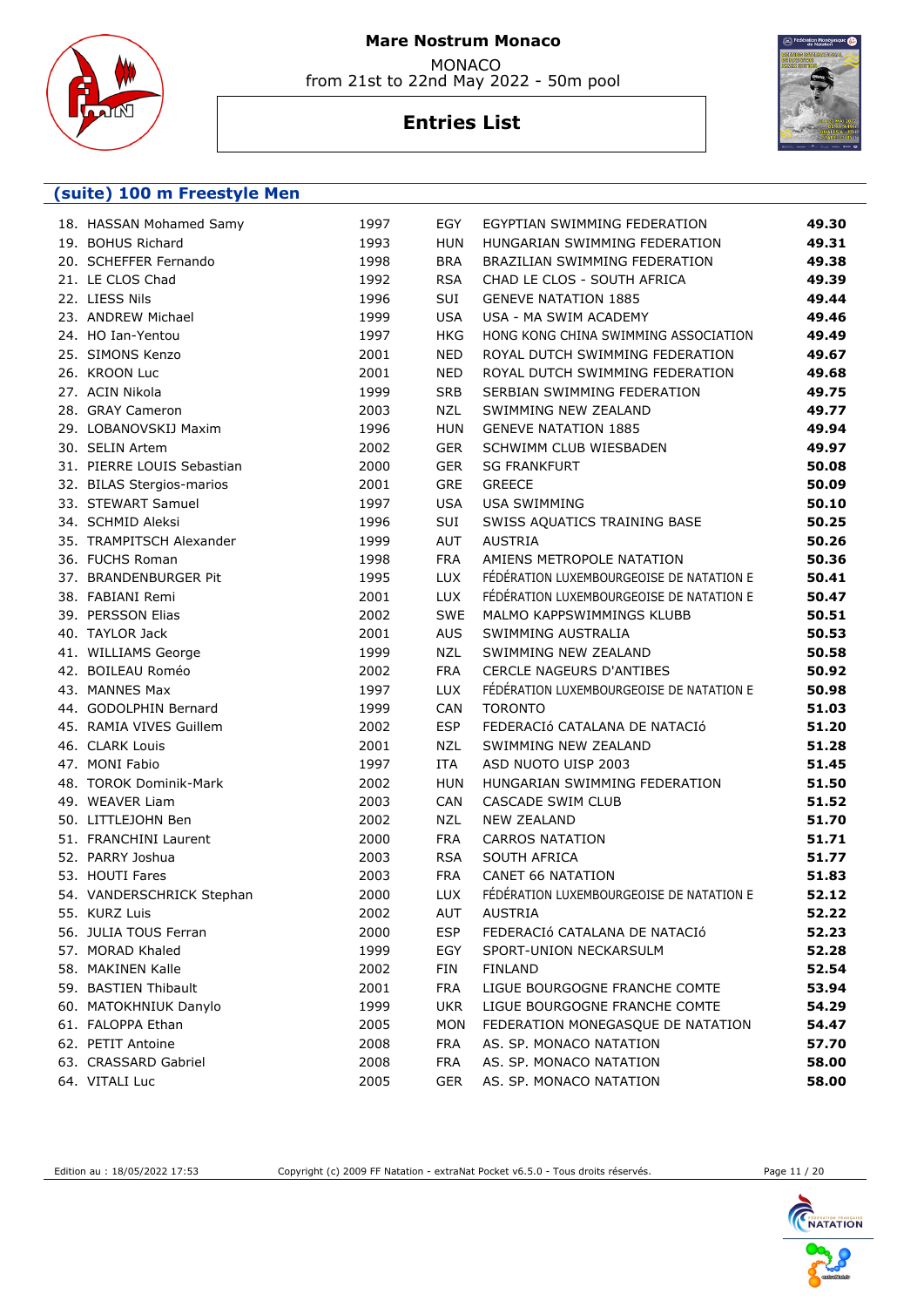# Mare Nostrum Monaco

MONACO
from 21st to 22nd May 2022 - 50m pool

## Entries List

### (suite) 100 m Freestyle Men

| | | | | | |
|---|---|---|---|---|---|
| 18. | HASSAN Mohamed Samy | 1997 | EGY | EGYPTIAN SWIMMING FEDERATION | **49.30** |
| 19. | BOHUS Richard | 1993 | HUN | HUNGARIAN SWIMMING FEDERATION | **49.31** |
| 20. | SCHEFFER Fernando | 1998 | BRA | BRAZILIAN SWIMMING FEDERATION | **49.38** |
| 21. | LE CLOS Chad | 1992 | RSA | CHAD LE CLOS - SOUTH AFRICA | **49.39** |
| 22. | LIESS Nils | 1996 | SUI | GENEVE NATATION 1885 | **49.44** |
| 23. | ANDREW Michael | 1999 | USA | USA - MA SWIM ACADEMY | **49.46** |
| 24. | HO Ian-Yentou | 1997 | HKG | HONG KONG CHINA SWIMMING ASSOCIATION | **49.49** |
| 25. | SIMONS Kenzo | 2001 | NED | ROYAL DUTCH SWIMMING FEDERATION | **49.67** |
| 26. | KROON Luc | 2001 | NED | ROYAL DUTCH SWIMMING FEDERATION | **49.68** |
| 27. | ACIN Nikola | 1999 | SRB | SERBIAN SWIMMING FEDERATION | **49.75** |
| 28. | GRAY Cameron | 2003 | NZL | SWIMMING NEW ZEALAND | **49.77** |
| 29. | LOBANOVSKIJ Maxim | 1996 | HUN | GENEVE NATATION 1885 | **49.94** |
| 30. | SELIN Artem | 2002 | GER | SCHWIMM CLUB WIESBADEN | **49.97** |
| 31. | PIERRE LOUIS Sebastian | 2000 | GER | SG FRANKFURT | **50.08** |
| 32. | BILAS Stergios-marios | 2001 | GRE | GREECE | **50.09** |
| 33. | STEWART Samuel | 1997 | USA | USA SWIMMING | **50.10** |
| 34. | SCHMID Aleksi | 1996 | SUI | SWISS AQUATICS TRAINING BASE | **50.25** |
| 35. | TRAMPITSCH Alexander | 1999 | AUT | AUSTRIA | **50.26** |
| 36. | FUCHS Roman | 1998 | FRA | AMIENS METROPOLE NATATION | **50.36** |
| 37. | BRANDENBURGER Pit | 1995 | LUX | FÉDÉRATION LUXEMBOURGEOISE DE NATATION E | **50.41** |
| 38. | FABIANI Remi | 2001 | LUX | FÉDÉRATION LUXEMBOURGEOISE DE NATATION E | **50.47** |
| 39. | PERSSON Elias | 2002 | SWE | MALMO KAPPSWIMMINGS KLUBB | **50.51** |
| 40. | TAYLOR Jack | 2001 | AUS | SWIMMING AUSTRALIA | **50.53** |
| 41. | WILLIAMS George | 1999 | NZL | SWIMMING NEW ZEALAND | **50.58** |
| 42. | BOILEAU Roméo | 2002 | FRA | CERCLE NAGEURS D'ANTIBES | **50.92** |
| 43. | MANNES Max | 1997 | LUX | FÉDÉRATION LUXEMBOURGEOISE DE NATATION E | **50.98** |
| 44. | GODOLPHIN Bernard | 1999 | CAN | TORONTO | **51.03** |
| 45. | RAMIA VIVES Guillem | 2002 | ESP | FEDERACIó CATALANA DE NATACIó | **51.20** |
| 46. | CLARK Louis | 2001 | NZL | SWIMMING NEW ZEALAND | **51.28** |
| 47. | MONI Fabio | 1997 | ITA | ASD NUOTO UISP 2003 | **51.45** |
| 48. | TOROK Dominik-Mark | 2002 | HUN | HUNGARIAN SWIMMING FEDERATION | **51.50** |
| 49. | WEAVER Liam | 2003 | CAN | CASCADE SWIM CLUB | **51.52** |
| 50. | LITTLEJOHN Ben | 2002 | NZL | NEW ZEALAND | **51.70** |
| 51. | FRANCHINI Laurent | 2000 | FRA | CARROS NATATION | **51.71** |
| 52. | PARRY Joshua | 2003 | RSA | SOUTH AFRICA | **51.77** |
| 53. | HOUTI Fares | 2003 | FRA | CANET 66 NATATION | **51.83** |
| 54. | VANDERSCHRICK Stephan | 2000 | LUX | FÉDÉRATION LUXEMBOURGEOISE DE NATATION E | **52.12** |
| 55. | KURZ Luis | 2002 | AUT | AUSTRIA | **52.22** |
| 56. | JULIA TOUS Ferran | 2000 | ESP | FEDERACIó CATALANA DE NATACIó | **52.23** |
| 57. | MORAD Khaled | 1999 | EGY | SPORT-UNION NECKARSULM | **52.28** |
| 58. | MAKINEN Kalle | 2002 | FIN | FINLAND | **52.54** |
| 59. | BASTIEN Thibault | 2001 | FRA | LIGUE BOURGOGNE FRANCHE COMTE | **53.94** |
| 60. | MATOKHNIUK Danylo | 1999 | UKR | LIGUE BOURGOGNE FRANCHE COMTE | **54.29** |
| 61. | FALOPPA Ethan | 2005 | MON | FEDERATION MONEGASQUE DE NATATION | **54.47** |
| 62. | PETIT Antoine | 2008 | FRA | AS. SP. MONACO NATATION | **57.70** |
| 63. | CRASSARD Gabriel | 2008 | FRA | AS. SP. MONACO NATATION | **58.00** |
| 64. | VITALI Luc | 2005 | GER | AS. SP. MONACO NATATION | **58.00** |

Edition au : 18/05/2022 17:53 Copyright (c) 2009 FF Natation - extraNat Pocket v6.5.0 - Tous droits réservés.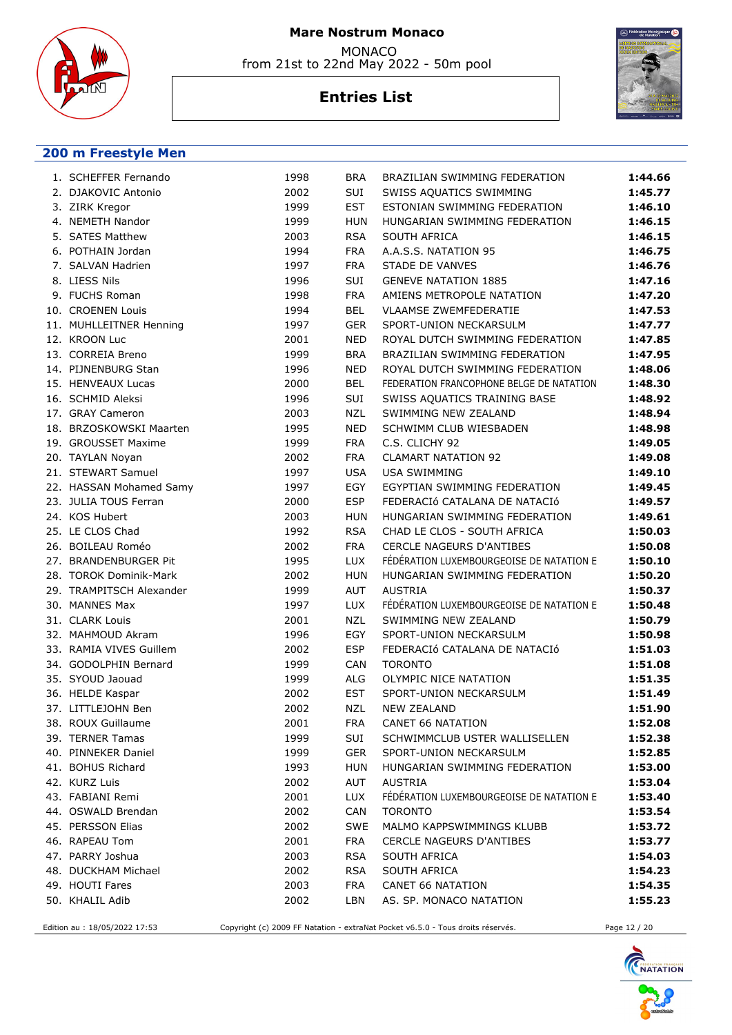# Mare Nostrum Monaco

MONACO
from 21st to 22nd May 2022 - 50m pool

## Entries List

### 200 m Freestyle Men

| # | Name | Year | Nat | Club | Time |
|---|---|---|---|---|---|
| 1. | SCHEFFER Fernando | 1998 | BRA | BRAZILIAN SWIMMING FEDERATION | **1:44.66** |
| 2. | DJAKOVIC Antonio | 2002 | SUI | SWISS AQUATICS SWIMMING | **1:45.77** |
| 3. | ZIRK Kregor | 1999 | EST | ESTONIAN SWIMMING FEDERATION | **1:46.10** |
| 4. | NEMETH Nandor | 1999 | HUN | HUNGARIAN SWIMMING FEDERATION | **1:46.15** |
| 5. | SATES Matthew | 2003 | RSA | SOUTH AFRICA | **1:46.15** |
| 6. | POTHAIN Jordan | 1994 | FRA | A.A.S.S. NATATION 95 | **1:46.75** |
| 7. | SALVAN Hadrien | 1997 | FRA | STADE DE VANVES | **1:46.76** |
| 8. | LIESS Nils | 1996 | SUI | GENEVE NATATION 1885 | **1:47.16** |
| 9. | FUCHS Roman | 1998 | FRA | AMIENS METROPOLE NATATION | **1:47.20** |
| 10. | CROENEN Louis | 1994 | BEL | VLAAMSE ZWEMFEDERATIE | **1:47.53** |
| 11. | MUHLLEITNER Henning | 1997 | GER | SPORT-UNION NECKARSULM | **1:47.77** |
| 12. | KROON Luc | 2001 | NED | ROYAL DUTCH SWIMMING FEDERATION | **1:47.85** |
| 13. | CORREIA Breno | 1999 | BRA | BRAZILIAN SWIMMING FEDERATION | **1:47.95** |
| 14. | PIJNENBURG Stan | 1996 | NED | ROYAL DUTCH SWIMMING FEDERATION | **1:48.06** |
| 15. | HENVEAUX Lucas | 2000 | BEL | FEDERATION FRANCOPHONE BELGE DE NATATION | **1:48.30** |
| 16. | SCHMID Aleksi | 1996 | SUI | SWISS AQUATICS TRAINING BASE | **1:48.92** |
| 17. | GRAY Cameron | 2003 | NZL | SWIMMING NEW ZEALAND | **1:48.94** |
| 18. | BRZOSKOWSKI Maarten | 1995 | NED | SCHWIMM CLUB WIESBADEN | **1:48.98** |
| 19. | GROUSSET Maxime | 1999 | FRA | C.S. CLICHY 92 | **1:49.05** |
| 20. | TAYLAN Noyan | 2002 | FRA | CLAMART NATATION 92 | **1:49.08** |
| 21. | STEWART Samuel | 1997 | USA | USA SWIMMING | **1:49.10** |
| 22. | HASSAN Mohamed Samy | 1997 | EGY | EGYPTIAN SWIMMING FEDERATION | **1:49.45** |
| 23. | JULIA TOUS Ferran | 2000 | ESP | FEDERACIó CATALANA DE NATACIó | **1:49.57** |
| 24. | KOS Hubert | 2003 | HUN | HUNGARIAN SWIMMING FEDERATION | **1:49.61** |
| 25. | LE CLOS Chad | 1992 | RSA | CHAD LE CLOS - SOUTH AFRICA | **1:50.03** |
| 26. | BOILEAU Roméo | 2002 | FRA | CERCLE NAGEURS D'ANTIBES | **1:50.08** |
| 27. | BRANDENBURGER Pit | 1995 | LUX | FÉDÉRATION LUXEMBOURGEOISE DE NATATION E | **1:50.10** |
| 28. | TOROK Dominik-Mark | 2002 | HUN | HUNGARIAN SWIMMING FEDERATION | **1:50.20** |
| 29. | TRAMPITSCH Alexander | 1999 | AUT | AUSTRIA | **1:50.37** |
| 30. | MANNES Max | 1997 | LUX | FÉDÉRATION LUXEMBOURGEOISE DE NATATION E | **1:50.48** |
| 31. | CLARK Louis | 2001 | NZL | SWIMMING NEW ZEALAND | **1:50.79** |
| 32. | MAHMOUD Akram | 1996 | EGY | SPORT-UNION NECKARSULM | **1:50.98** |
| 33. | RAMIA VIVES Guillem | 2002 | ESP | FEDERACIó CATALANA DE NATACIó | **1:51.03** |
| 34. | GODOLPHIN Bernard | 1999 | CAN | TORONTO | **1:51.08** |
| 35. | SYOUD Jaouad | 1999 | ALG | OLYMPIC NICE NATATION | **1:51.35** |
| 36. | HELDE Kaspar | 2002 | EST | SPORT-UNION NECKARSULM | **1:51.49** |
| 37. | LITTLEJOHN Ben | 2002 | NZL | NEW ZEALAND | **1:51.90** |
| 38. | ROUX Guillaume | 2001 | FRA | CANET 66 NATATION | **1:52.08** |
| 39. | TERNER Tamas | 1999 | SUI | SCHWIMMCLUB USTER WALLISELLEN | **1:52.38** |
| 40. | PINNEKER Daniel | 1999 | GER | SPORT-UNION NECKARSULM | **1:52.85** |
| 41. | BOHUS Richard | 1993 | HUN | HUNGARIAN SWIMMING FEDERATION | **1:53.00** |
| 42. | KURZ Luis | 2002 | AUT | AUSTRIA | **1:53.04** |
| 43. | FABIANI Remi | 2001 | LUX | FÉDÉRATION LUXEMBOURGEOISE DE NATATION E | **1:53.40** |
| 44. | OSWALD Brendan | 2002 | CAN | TORONTO | **1:53.54** |
| 45. | PERSSON Elias | 2002 | SWE | MALMO KAPPSWIMMINGS KLUBB | **1:53.72** |
| 46. | RAPEAU Tom | 2001 | FRA | CERCLE NAGEURS D'ANTIBES | **1:53.77** |
| 47. | PARRY Joshua | 2003 | RSA | SOUTH AFRICA | **1:54.03** |
| 48. | DUCKHAM Michael | 2002 | RSA | SOUTH AFRICA | **1:54.23** |
| 49. | HOUTI Fares | 2003 | FRA | CANET 66 NATATION | **1:54.35** |
| 50. | KHALIL Adib | 2002 | LBN | AS. SP. MONACO NATATION | **1:55.23** |

Edition au : 18/05/2022 17:53 — Copyright (c) 2009 FF Natation - extraNat Pocket v6.5.0 - Tous droits réservés.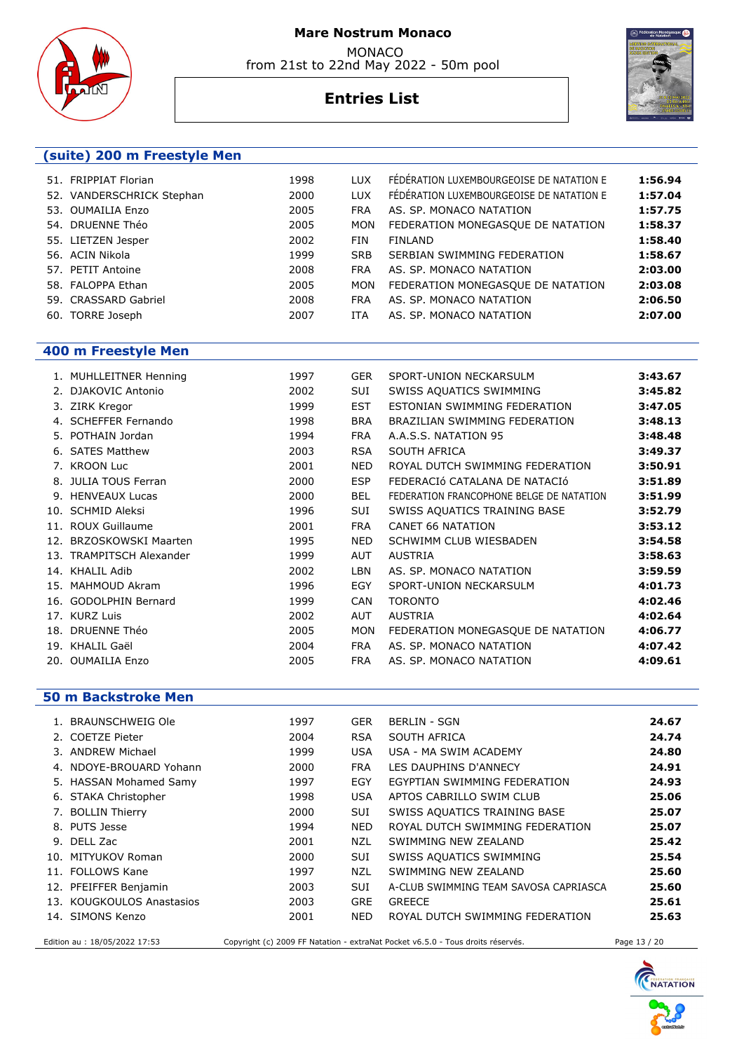# Mare Nostrum Monaco

MONACO
from 21st to 22nd May 2022 - 50m pool

## Entries List

### (suite) 200 m Freestyle Men

| | | | | | |
|---|---|---|---|---|---|
| 51. | FRIPPIAT Florian | 1998 | LUX | FÉDÉRATION LUXEMBOURGEOISE DE NATATION E | **1:56.94** |
| 52. | VANDERSCHRICK Stephan | 2000 | LUX | FÉDÉRATION LUXEMBOURGEOISE DE NATATION E | **1:57.04** |
| 53. | OUMAILIA Enzo | 2005 | FRA | AS. SP. MONACO NATATION | **1:57.75** |
| 54. | DRUENNE Théo | 2005 | MON | FEDERATION MONEGASQUE DE NATATION | **1:58.37** |
| 55. | LIETZEN Jesper | 2002 | FIN | FINLAND | **1:58.40** |
| 56. | ACIN Nikola | 1999 | SRB | SERBIAN SWIMMING FEDERATION | **1:58.67** |
| 57. | PETIT Antoine | 2008 | FRA | AS. SP. MONACO NATATION | **2:03.00** |
| 58. | FALOPPA Ethan | 2005 | MON | FEDERATION MONEGASQUE DE NATATION | **2:03.08** |
| 59. | CRASSARD Gabriel | 2008 | FRA | AS. SP. MONACO NATATION | **2:06.50** |
| 60. | TORRE Joseph | 2007 | ITA | AS. SP. MONACO NATATION | **2:07.00** |

### 400 m Freestyle Men

| | | | | | |
|---|---|---|---|---|---|
| 1. | MUHLLEITNER Henning | 1997 | GER | SPORT-UNION NECKARSULM | **3:43.67** |
| 2. | DJAKOVIC Antonio | 2002 | SUI | SWISS AQUATICS SWIMMING | **3:45.82** |
| 3. | ZIRK Kregor | 1999 | EST | ESTONIAN SWIMMING FEDERATION | **3:47.05** |
| 4. | SCHEFFER Fernando | 1998 | BRA | BRAZILIAN SWIMMING FEDERATION | **3:48.13** |
| 5. | POTHAIN Jordan | 1994 | FRA | A.A.S.S. NATATION 95 | **3:48.48** |
| 6. | SATES Matthew | 2003 | RSA | SOUTH AFRICA | **3:49.37** |
| 7. | KROON Luc | 2001 | NED | ROYAL DUTCH SWIMMING FEDERATION | **3:50.91** |
| 8. | JULIA TOUS Ferran | 2000 | ESP | FEDERACIó CATALANA DE NATACIÓ | **3:51.89** |
| 9. | HENVEAUX Lucas | 2000 | BEL | FEDERATION FRANCOPHONE BELGE DE NATATION | **3:51.99** |
| 10. | SCHMID Aleksi | 1996 | SUI | SWISS AQUATICS TRAINING BASE | **3:52.79** |
| 11. | ROUX Guillaume | 2001 | FRA | CANET 66 NATATION | **3:53.12** |
| 12. | BRZOSKOWSKI Maarten | 1995 | NED | SCHWIMM CLUB WIESBADEN | **3:54.58** |
| 13. | TRAMPITSCH Alexander | 1999 | AUT | AUSTRIA | **3:58.63** |
| 14. | KHALIL Adib | 2002 | LBN | AS. SP. MONACO NATATION | **3:59.59** |
| 15. | MAHMOUD Akram | 1996 | EGY | SPORT-UNION NECKARSULM | **4:01.73** |
| 16. | GODOLPHIN Bernard | 1999 | CAN | TORONTO | **4:02.46** |
| 17. | KURZ Luis | 2002 | AUT | AUSTRIA | **4:02.64** |
| 18. | DRUENNE Théo | 2005 | MON | FEDERATION MONEGASQUE DE NATATION | **4:06.77** |
| 19. | KHALIL Gaël | 2004 | FRA | AS. SP. MONACO NATATION | **4:07.42** |
| 20. | OUMAILIA Enzo | 2005 | FRA | AS. SP. MONACO NATATION | **4:09.61** |

### 50 m Backstroke Men

| | | | | | |
|---|---|---|---|---|---|
| 1. | BRAUNSCHWEIG Ole | 1997 | GER | BERLIN - SGN | **24.67** |
| 2. | COETZE Pieter | 2004 | RSA | SOUTH AFRICA | **24.74** |
| 3. | ANDREW Michael | 1999 | USA | USA - MA SWIM ACADEMY | **24.80** |
| 4. | NDOYE-BROUARD Yohann | 2000 | FRA | LES DAUPHINS D'ANNECY | **24.91** |
| 5. | HASSAN Mohamed Samy | 1997 | EGY | EGYPTIAN SWIMMING FEDERATION | **24.93** |
| 6. | STAKA Christopher | 1998 | USA | APTOS CABRILLO SWIM CLUB | **25.06** |
| 7. | BOLLIN Thierry | 2000 | SUI | SWISS AQUATICS TRAINING BASE | **25.07** |
| 8. | PUTS Jesse | 1994 | NED | ROYAL DUTCH SWIMMING FEDERATION | **25.07** |
| 9. | DELL Zac | 2001 | NZL | SWIMMING NEW ZEALAND | **25.42** |
| 10. | MITYUKOV Roman | 2000 | SUI | SWISS AQUATICS SWIMMING | **25.54** |
| 11. | FOLLOWS Kane | 1997 | NZL | SWIMMING NEW ZEALAND | **25.60** |
| 12. | PFEIFFER Benjamin | 2003 | SUI | A-CLUB SWIMMING TEAM SAVOSA CAPRIASCA | **25.60** |
| 13. | KOUGKOULOS Anastasios | 2003 | GRE | GREECE | **25.61** |
| 14. | SIMONS Kenzo | 2001 | NED | ROYAL DUTCH SWIMMING FEDERATION | **25.63** |

Edition au : 18/05/2022 17:53 — Copyright (c) 2009 FF Natation - extraNat Pocket v6.5.0 - Tous droits réservés.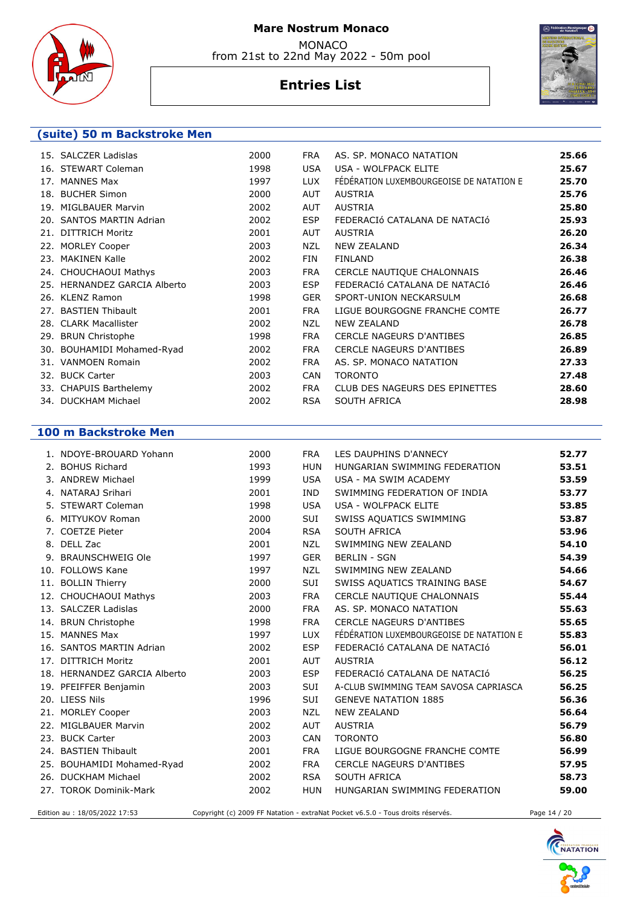# Mare Nostrum Monaco

MONACO
from 21st to 22nd May 2022 - 50m pool

## Entries List

### (suite) 50 m Backstroke Men

| | | | | | |
|---|---|---|---|---|---|
| 15. | SALCZER Ladislas | 2000 | FRA | AS. SP. MONACO NATATION | **25.66** |
| 16. | STEWART Coleman | 1998 | USA | USA - WOLFPACK ELITE | **25.67** |
| 17. | MANNES Max | 1997 | LUX | FÉDÉRATION LUXEMBOURGEOISE DE NATATION E | **25.70** |
| 18. | BUCHER Simon | 2000 | AUT | AUSTRIA | **25.76** |
| 19. | MIGLBAUER Marvin | 2002 | AUT | AUSTRIA | **25.80** |
| 20. | SANTOS MARTIN Adrian | 2002 | ESP | FEDERACIó CATALANA DE NATACIó | **25.93** |
| 21. | DITTRICH Moritz | 2001 | AUT | AUSTRIA | **26.20** |
| 22. | MORLEY Cooper | 2003 | NZL | NEW ZEALAND | **26.34** |
| 23. | MAKINEN Kalle | 2002 | FIN | FINLAND | **26.38** |
| 24. | CHOUCHAOUI Mathys | 2003 | FRA | CERCLE NAUTIQUE CHALONNAIS | **26.46** |
| 25. | HERNANDEZ GARCIA Alberto | 2003 | ESP | FEDERACIó CATALANA DE NATACIó | **26.46** |
| 26. | KLENZ Ramon | 1998 | GER | SPORT-UNION NECKARSULM | **26.68** |
| 27. | BASTIEN Thibault | 2001 | FRA | LIGUE BOURGOGNE FRANCHE COMTE | **26.77** |
| 28. | CLARK Macallister | 2002 | NZL | NEW ZEALAND | **26.78** |
| 29. | BRUN Christophe | 1998 | FRA | CERCLE NAGEURS D'ANTIBES | **26.85** |
| 30. | BOUHAMIDI Mohamed-Ryad | 2002 | FRA | CERCLE NAGEURS D'ANTIBES | **26.89** |
| 31. | VANMOEN Romain | 2002 | FRA | AS. SP. MONACO NATATION | **27.33** |
| 32. | BUCK Carter | 2003 | CAN | TORONTO | **27.48** |
| 33. | CHAPUIS Barthelemy | 2002 | FRA | CLUB DES NAGEURS DES EPINETTES | **28.60** |
| 34. | DUCKHAM Michael | 2002 | RSA | SOUTH AFRICA | **28.98** |

### 100 m Backstroke Men

| | | | | | |
|---|---|---|---|---|---|
| 1. | NDOYE-BROUARD Yohann | 2000 | FRA | LES DAUPHINS D'ANNECY | **52.77** |
| 2. | BOHUS Richard | 1993 | HUN | HUNGARIAN SWIMMING FEDERATION | **53.51** |
| 3. | ANDREW Michael | 1999 | USA | USA - MA SWIM ACADEMY | **53.59** |
| 4. | NATARAJ Srihari | 2001 | IND | SWIMMING FEDERATION OF INDIA | **53.77** |
| 5. | STEWART Coleman | 1998 | USA | USA - WOLFPACK ELITE | **53.85** |
| 6. | MITYUKOV Roman | 2000 | SUI | SWISS AQUATICS SWIMMING | **53.87** |
| 7. | COETZE Pieter | 2004 | RSA | SOUTH AFRICA | **53.96** |
| 8. | DELL Zac | 2001 | NZL | SWIMMING NEW ZEALAND | **54.10** |
| 9. | BRAUNSCHWEIG Ole | 1997 | GER | BERLIN - SGN | **54.39** |
| 10. | FOLLOWS Kane | 1997 | NZL | SWIMMING NEW ZEALAND | **54.66** |
| 11. | BOLLIN Thierry | 2000 | SUI | SWISS AQUATICS TRAINING BASE | **54.67** |
| 12. | CHOUCHAOUI Mathys | 2003 | FRA | CERCLE NAUTIQUE CHALONNAIS | **55.44** |
| 13. | SALCZER Ladislas | 2000 | FRA | AS. SP. MONACO NATATION | **55.63** |
| 14. | BRUN Christophe | 1998 | FRA | CERCLE NAGEURS D'ANTIBES | **55.65** |
| 15. | MANNES Max | 1997 | LUX | FÉDÉRATION LUXEMBOURGEOISE DE NATATION E | **55.83** |
| 16. | SANTOS MARTIN Adrian | 2002 | ESP | FEDERACIó CATALANA DE NATACIó | **56.01** |
| 17. | DITTRICH Moritz | 2001 | AUT | AUSTRIA | **56.12** |
| 18. | HERNANDEZ GARCIA Alberto | 2003 | ESP | FEDERACIó CATALANA DE NATACIó | **56.25** |
| 19. | PFEIFFER Benjamin | 2003 | SUI | A-CLUB SWIMMING TEAM SAVOSA CAPRIASCA | **56.25** |
| 20. | LIESS Nils | 1996 | SUI | GENEVE NATATION 1885 | **56.36** |
| 21. | MORLEY Cooper | 2003 | NZL | NEW ZEALAND | **56.64** |
| 22. | MIGLBAUER Marvin | 2002 | AUT | AUSTRIA | **56.79** |
| 23. | BUCK Carter | 2003 | CAN | TORONTO | **56.80** |
| 24. | BASTIEN Thibault | 2001 | FRA | LIGUE BOURGOGNE FRANCHE COMTE | **56.99** |
| 25. | BOUHAMIDI Mohamed-Ryad | 2002 | FRA | CERCLE NAGEURS D'ANTIBES | **57.95** |
| 26. | DUCKHAM Michael | 2002 | RSA | SOUTH AFRICA | **58.73** |
| 27. | TOROK Dominik-Mark | 2002 | HUN | HUNGARIAN SWIMMING FEDERATION | **59.00** |

Edition au : 18/05/2022 17:53 — Copyright (c) 2009 FF Natation - extraNat Pocket v6.5.0 - Tous droits réservés.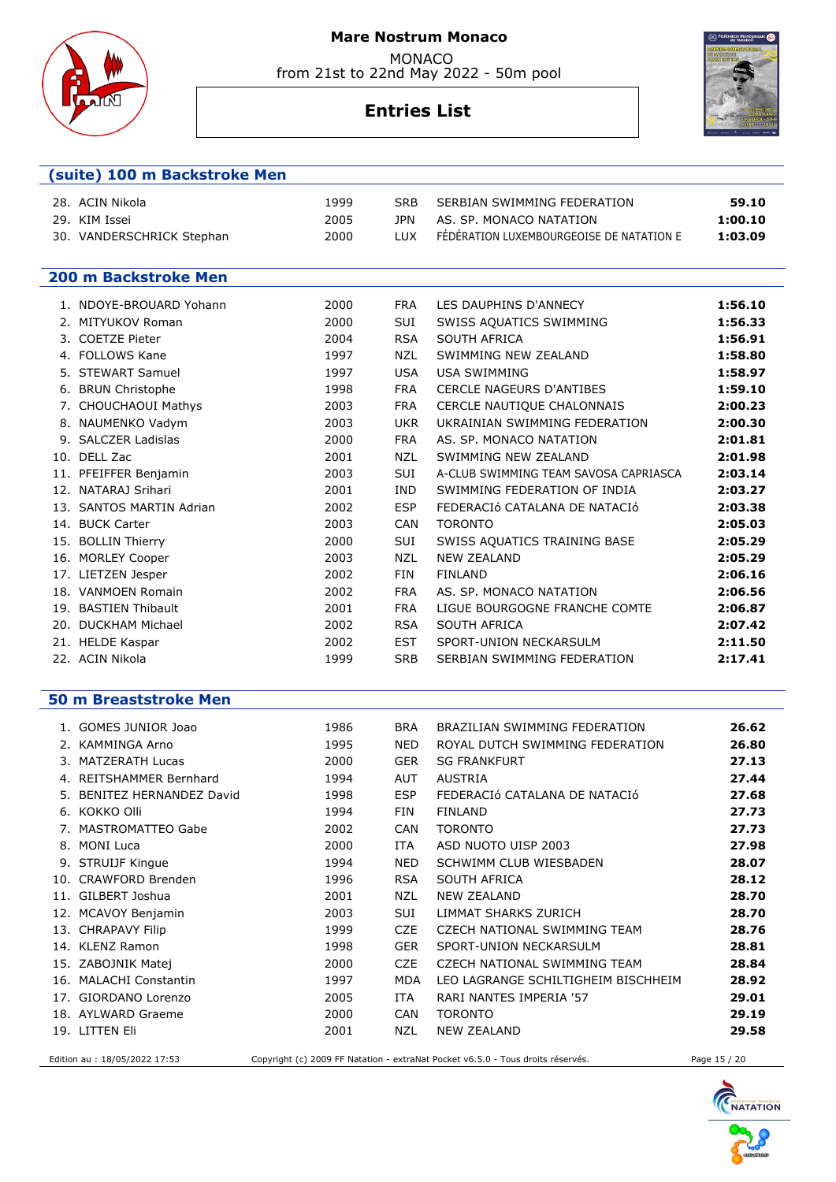## (suite) 100 m Backstroke Men

| | Name | Year | Nat | Club | Time |
|---|---|---|---|---|---|
| 28. | ACIN Nikola | 1999 | SRB | SERBIAN SWIMMING FEDERATION | **59.10** |
| 29. | KIM Issei | 2005 | JPN | AS. SP. MONACO NATATION | **1:00.10** |
| 30. | VANDERSCHRICK Stephan | 2000 | LUX | FÉDÉRATION LUXEMBOURGEOISE DE NATATION E | **1:03.09** |

## 200 m Backstroke Men

| | Name | Year | Nat | Club | Time |
|---|---|---|---|---|---|
| 1. | NDOYE-BROUARD Yohann | 2000 | FRA | LES DAUPHINS D'ANNECY | **1:56.10** |
| 2. | MITYUKOV Roman | 2000 | SUI | SWISS AQUATICS SWIMMING | **1:56.33** |
| 3. | COETZE Pieter | 2004 | RSA | SOUTH AFRICA | **1:56.91** |
| 4. | FOLLOWS Kane | 1997 | NZL | SWIMMING NEW ZEALAND | **1:58.80** |
| 5. | STEWART Samuel | 1997 | USA | USA SWIMMING | **1:58.97** |
| 6. | BRUN Christophe | 1998 | FRA | CERCLE NAGEURS D'ANTIBES | **1:59.10** |
| 7. | CHOUCHAOUI Mathys | 2003 | FRA | CERCLE NAUTIQUE CHALONNAIS | **2:00.23** |
| 8. | NAUMENKO Vadym | 2003 | UKR | UKRAINIAN SWIMMING FEDERATION | **2:00.30** |
| 9. | SALCZER Ladislas | 2000 | FRA | AS. SP. MONACO NATATION | **2:01.81** |
| 10. | DELL Zac | 2001 | NZL | SWIMMING NEW ZEALAND | **2:01.98** |
| 11. | PFEIFFER Benjamin | 2003 | SUI | A-CLUB SWIMMING TEAM SAVOSA CAPRIASCA | **2:03.14** |
| 12. | NATARAJ Srihari | 2001 | IND | SWIMMING FEDERATION OF INDIA | **2:03.27** |
| 13. | SANTOS MARTIN Adrian | 2002 | ESP | FEDERACIÓ CATALANA DE NATACIÓ | **2:03.38** |
| 14. | BUCK Carter | 2003 | CAN | TORONTO | **2:05.03** |
| 15. | BOLLIN Thierry | 2000 | SUI | SWISS AQUATICS TRAINING BASE | **2:05.29** |
| 16. | MORLEY Cooper | 2003 | NZL | NEW ZEALAND | **2:05.29** |
| 17. | LIETZEN Jesper | 2002 | FIN | FINLAND | **2:06.16** |
| 18. | VANMOEN Romain | 2002 | FRA | AS. SP. MONACO NATATION | **2:06.56** |
| 19. | BASTIEN Thibault | 2001 | FRA | LIGUE BOURGOGNE FRANCHE COMTE | **2:06.87** |
| 20. | DUCKHAM Michael | 2002 | RSA | SOUTH AFRICA | **2:07.42** |
| 21. | HELDE Kaspar | 2002 | EST | SPORT-UNION NECKARSULM | **2:11.50** |
| 22. | ACIN Nikola | 1999 | SRB | SERBIAN SWIMMING FEDERATION | **2:17.41** |

## 50 m Breaststroke Men

| | Name | Year | Nat | Club | Time |
|---|---|---|---|---|---|
| 1. | GOMES JUNIOR Joao | 1986 | BRA | BRAZILIAN SWIMMING FEDERATION | **26.62** |
| 2. | KAMMINGA Arno | 1995 | NED | ROYAL DUTCH SWIMMING FEDERATION | **26.80** |
| 3. | MATZERATH Lucas | 2000 | GER | SG FRANKFURT | **27.13** |
| 4. | REITSHAMMER Bernhard | 1994 | AUT | AUSTRIA | **27.44** |
| 5. | BENITEZ HERNANDEZ David | 1998 | ESP | FEDERACIÓ CATALANA DE NATACIÓ | **27.68** |
| 6. | KOKKO Olli | 1994 | FIN | FINLAND | **27.73** |
| 7. | MASTROMATTEO Gabe | 2002 | CAN | TORONTO | **27.73** |
| 8. | MONI Luca | 2000 | ITA | ASD NUOTO UISP 2003 | **27.98** |
| 9. | STRUIJF Kingue | 1994 | NED | SCHWIMM CLUB WIESBADEN | **28.07** |
| 10. | CRAWFORD Brenden | 1996 | RSA | SOUTH AFRICA | **28.12** |
| 11. | GILBERT Joshua | 2001 | NZL | NEW ZEALAND | **28.70** |
| 12. | MCAVOY Benjamin | 2003 | SUI | LIMMAT SHARKS ZURICH | **28.70** |
| 13. | CHRAPAVY Filip | 1999 | CZE | CZECH NATIONAL SWIMMING TEAM | **28.76** |
| 14. | KLENZ Ramon | 1998 | GER | SPORT-UNION NECKARSULM | **28.81** |
| 15. | ZABOJNIK Matej | 2000 | CZE | CZECH NATIONAL SWIMMING TEAM | **28.84** |
| 16. | MALACHI Constantin | 1997 | MDA | LEO LAGRANGE SCHILTIGHEIM BISCHHEIM | **28.92** |
| 17. | GIORDANO Lorenzo | 2005 | ITA | RARI NANTES IMPERIA '57 | **29.01** |
| 18. | AYLWARD Graeme | 2000 | CAN | TORONTO | **29.19** |
| 19. | LITTEN Eli | 2001 | NZL | NEW ZEALAND | **29.58** |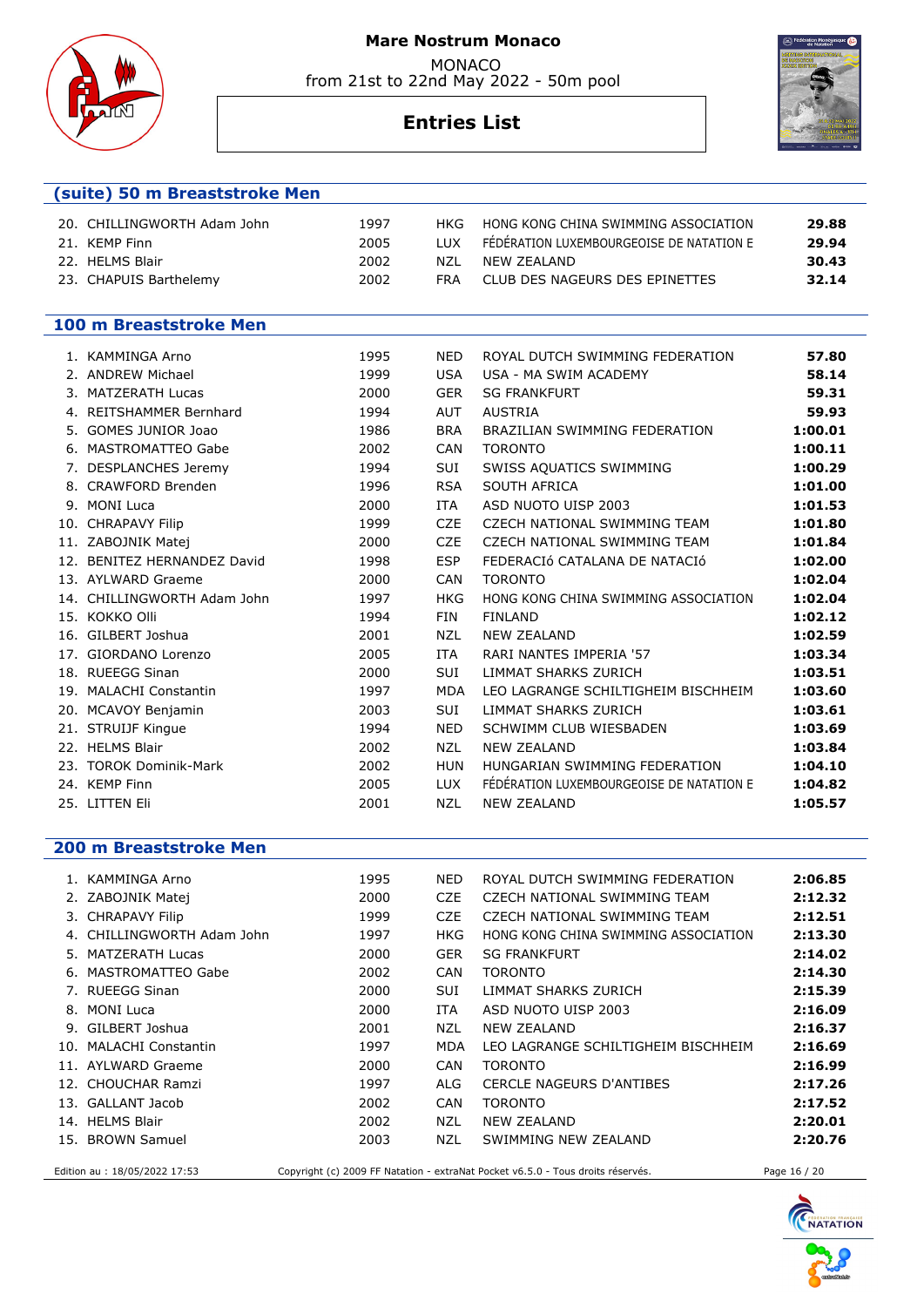## (suite) 50 m Breaststroke Men

| | | | | | |
|---|---|---|---|---|---|
| 20. | CHILLINGWORTH Adam John | 1997 | HKG | HONG KONG CHINA SWIMMING ASSOCIATION | **29.88** |
| 21. | KEMP Finn | 2005 | LUX | FÉDÉRATION LUXEMBOURGEOISE DE NATATION E | **29.94** |
| 22. | HELMS Blair | 2002 | NZL | NEW ZEALAND | **30.43** |
| 23. | CHAPUIS Barthelemy | 2002 | FRA | CLUB DES NAGEURS DES EPINETTES | **32.14** |

## 100 m Breaststroke Men

| | | | | | |
|---|---|---|---|---|---|
| 1. | KAMMINGA Arno | 1995 | NED | ROYAL DUTCH SWIMMING FEDERATION | **57.80** |
| 2. | ANDREW Michael | 1999 | USA | USA - MA SWIM ACADEMY | **58.14** |
| 3. | MATZERATH Lucas | 2000 | GER | SG FRANKFURT | **59.31** |
| 4. | REITSHAMMER Bernhard | 1994 | AUT | AUSTRIA | **59.93** |
| 5. | GOMES JUNIOR Joao | 1986 | BRA | BRAZILIAN SWIMMING FEDERATION | **1:00.01** |
| 6. | MASTROMATTEO Gabe | 2002 | CAN | TORONTO | **1:00.11** |
| 7. | DESPLANCHES Jeremy | 1994 | SUI | SWISS AQUATICS SWIMMING | **1:00.29** |
| 8. | CRAWFORD Brenden | 1996 | RSA | SOUTH AFRICA | **1:01.00** |
| 9. | MONI Luca | 2000 | ITA | ASD NUOTO UISP 2003 | **1:01.53** |
| 10. | CHRAPAVY Filip | 1999 | CZE | CZECH NATIONAL SWIMMING TEAM | **1:01.80** |
| 11. | ZABOJNIK Matej | 2000 | CZE | CZECH NATIONAL SWIMMING TEAM | **1:01.84** |
| 12. | BENITEZ HERNANDEZ David | 1998 | ESP | FEDERACIó CATALANA DE NATACIó | **1:02.00** |
| 13. | AYLWARD Graeme | 2000 | CAN | TORONTO | **1:02.04** |
| 14. | CHILLINGWORTH Adam John | 1997 | HKG | HONG KONG CHINA SWIMMING ASSOCIATION | **1:02.04** |
| 15. | KOKKO Olli | 1994 | FIN | FINLAND | **1:02.12** |
| 16. | GILBERT Joshua | 2001 | NZL | NEW ZEALAND | **1:02.59** |
| 17. | GIORDANO Lorenzo | 2005 | ITA | RARI NANTES IMPERIA '57 | **1:03.34** |
| 18. | RUEEGG Sinan | 2000 | SUI | LIMMAT SHARKS ZURICH | **1:03.51** |
| 19. | MALACHI Constantin | 1997 | MDA | LEO LAGRANGE SCHILTIGHEIM BISCHHEIM | **1:03.60** |
| 20. | MCAVOY Benjamin | 2003 | SUI | LIMMAT SHARKS ZURICH | **1:03.61** |
| 21. | STRUIJF Kingue | 1994 | NED | SCHWIMM CLUB WIESBADEN | **1:03.69** |
| 22. | HELMS Blair | 2002 | NZL | NEW ZEALAND | **1:03.84** |
| 23. | TOROK Dominik-Mark | 2002 | HUN | HUNGARIAN SWIMMING FEDERATION | **1:04.10** |
| 24. | KEMP Finn | 2005 | LUX | FÉDÉRATION LUXEMBOURGEOISE DE NATATION E | **1:04.82** |
| 25. | LITTEN Eli | 2001 | NZL | NEW ZEALAND | **1:05.57** |

## 200 m Breaststroke Men

| | | | | | |
|---|---|---|---|---|---|
| 1. | KAMMINGA Arno | 1995 | NED | ROYAL DUTCH SWIMMING FEDERATION | **2:06.85** |
| 2. | ZABOJNIK Matej | 2000 | CZE | CZECH NATIONAL SWIMMING TEAM | **2:12.32** |
| 3. | CHRAPAVY Filip | 1999 | CZE | CZECH NATIONAL SWIMMING TEAM | **2:12.51** |
| 4. | CHILLINGWORTH Adam John | 1997 | HKG | HONG KONG CHINA SWIMMING ASSOCIATION | **2:13.30** |
| 5. | MATZERATH Lucas | 2000 | GER | SG FRANKFURT | **2:14.02** |
| 6. | MASTROMATTEO Gabe | 2002 | CAN | TORONTO | **2:14.30** |
| 7. | RUEEGG Sinan | 2000 | SUI | LIMMAT SHARKS ZURICH | **2:15.39** |
| 8. | MONI Luca | 2000 | ITA | ASD NUOTO UISP 2003 | **2:16.09** |
| 9. | GILBERT Joshua | 2001 | NZL | NEW ZEALAND | **2:16.37** |
| 10. | MALACHI Constantin | 1997 | MDA | LEO LAGRANGE SCHILTIGHEIM BISCHHEIM | **2:16.69** |
| 11. | AYLWARD Graeme | 2000 | CAN | TORONTO | **2:16.99** |
| 12. | CHOUCHAR Ramzi | 1997 | ALG | CERCLE NAGEURS D'ANTIBES | **2:17.26** |
| 13. | GALLANT Jacob | 2002 | CAN | TORONTO | **2:17.52** |
| 14. | HELMS Blair | 2002 | NZL | NEW ZEALAND | **2:20.01** |
| 15. | BROWN Samuel | 2003 | NZL | SWIMMING NEW ZEALAND | **2:20.76** |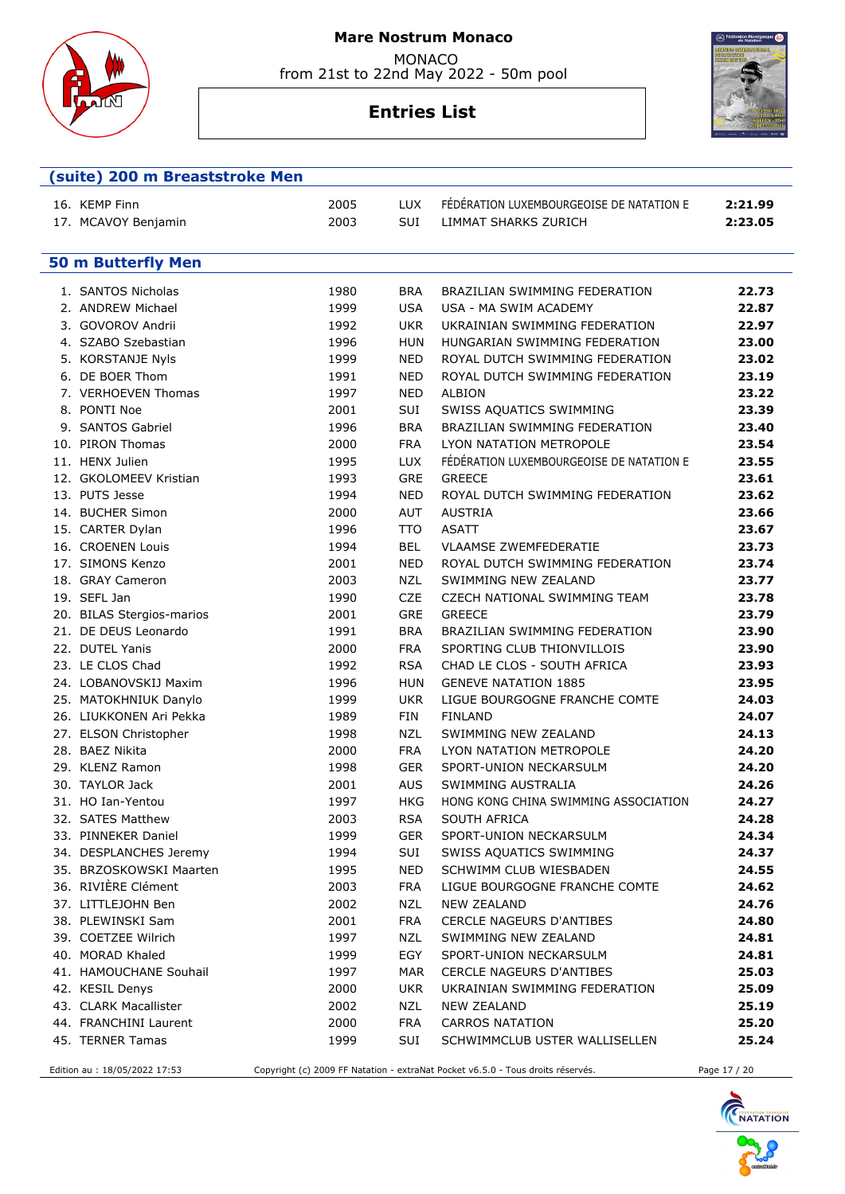# Mare Nostrum Monaco

MONACO
from 21st to 22nd May 2022 - 50m pool

## Entries List

### (suite) 200 m Breaststroke Men

| | | | | |
|---|---|---|---|---|
| 16. KEMP Finn | 2005 | LUX | FÉDÉRATION LUXEMBOURGEOISE DE NATATION E | **2:21.99** |
| 17. MCAVOY Benjamin | 2003 | SUI | LIMMAT SHARKS ZURICH | **2:23.05** |

### 50 m Butterfly Men

| | | | | |
|---|---|---|---|---|
| 1. SANTOS Nicholas | 1980 | BRA | BRAZILIAN SWIMMING FEDERATION | **22.73** |
| 2. ANDREW Michael | 1999 | USA | USA - MA SWIM ACADEMY | **22.87** |
| 3. GOVOROV Andrii | 1992 | UKR | UKRAINIAN SWIMMING FEDERATION | **22.97** |
| 4. SZABO Szebastian | 1996 | HUN | HUNGARIAN SWIMMING FEDERATION | **23.00** |
| 5. KORSTANJE Nyls | 1999 | NED | ROYAL DUTCH SWIMMING FEDERATION | **23.02** |
| 6. DE BOER Thom | 1991 | NED | ROYAL DUTCH SWIMMING FEDERATION | **23.19** |
| 7. VERHOEVEN Thomas | 1997 | NED | ALBION | **23.22** |
| 8. PONTI Noe | 2001 | SUI | SWISS AQUATICS SWIMMING | **23.39** |
| 9. SANTOS Gabriel | 1996 | BRA | BRAZILIAN SWIMMING FEDERATION | **23.40** |
| 10. PIRON Thomas | 2000 | FRA | LYON NATATION METROPOLE | **23.54** |
| 11. HENX Julien | 1995 | LUX | FÉDÉRATION LUXEMBOURGEOISE DE NATATION E | **23.55** |
| 12. GKOLOMEEV Kristian | 1993 | GRE | GREECE | **23.61** |
| 13. PUTS Jesse | 1994 | NED | ROYAL DUTCH SWIMMING FEDERATION | **23.62** |
| 14. BUCHER Simon | 2000 | AUT | AUSTRIA | **23.66** |
| 15. CARTER Dylan | 1996 | TTO | ASATT | **23.67** |
| 16. CROENEN Louis | 1994 | BEL | VLAAMSE ZWEMFEDERATIE | **23.73** |
| 17. SIMONS Kenzo | 2001 | NED | ROYAL DUTCH SWIMMING FEDERATION | **23.74** |
| 18. GRAY Cameron | 2003 | NZL | SWIMMING NEW ZEALAND | **23.77** |
| 19. SEFL Jan | 1990 | CZE | CZECH NATIONAL SWIMMING TEAM | **23.78** |
| 20. BILAS Stergios-marios | 2001 | GRE | GREECE | **23.79** |
| 21. DE DEUS Leonardo | 1991 | BRA | BRAZILIAN SWIMMING FEDERATION | **23.90** |
| 22. DUTEL Yanis | 2000 | FRA | SPORTING CLUB THIONVILLOIS | **23.90** |
| 23. LE CLOS Chad | 1992 | RSA | CHAD LE CLOS - SOUTH AFRICA | **23.93** |
| 24. LOBANOVSKIJ Maxim | 1996 | HUN | GENEVE NATATION 1885 | **23.95** |
| 25. MATOKHNIUK Danylo | 1999 | UKR | LIGUE BOURGOGNE FRANCHE COMTE | **24.03** |
| 26. LIUKKONEN Ari Pekka | 1989 | FIN | FINLAND | **24.07** |
| 27. ELSON Christopher | 1998 | NZL | SWIMMING NEW ZEALAND | **24.13** |
| 28. BAEZ Nikita | 2000 | FRA | LYON NATATION METROPOLE | **24.20** |
| 29. KLENZ Ramon | 1998 | GER | SPORT-UNION NECKARSULM | **24.20** |
| 30. TAYLOR Jack | 2001 | AUS | SWIMMING AUSTRALIA | **24.26** |
| 31. HO Ian-Yentou | 1997 | HKG | HONG KONG CHINA SWIMMING ASSOCIATION | **24.27** |
| 32. SATES Matthew | 2003 | RSA | SOUTH AFRICA | **24.28** |
| 33. PINNEKER Daniel | 1999 | GER | SPORT-UNION NECKARSULM | **24.34** |
| 34. DESPLANCHES Jeremy | 1994 | SUI | SWISS AQUATICS SWIMMING | **24.37** |
| 35. BRZOSKOWSKI Maarten | 1995 | NED | SCHWIMM CLUB WIESBADEN | **24.55** |
| 36. RIVIÈRE Clément | 2003 | FRA | LIGUE BOURGOGNE FRANCHE COMTE | **24.62** |
| 37. LITTLEJOHN Ben | 2002 | NZL | NEW ZEALAND | **24.76** |
| 38. PLEWINSKI Sam | 2001 | FRA | CERCLE NAGEURS D'ANTIBES | **24.80** |
| 39. COETZEE Wilrich | 1997 | NZL | SWIMMING NEW ZEALAND | **24.81** |
| 40. MORAD Khaled | 1999 | EGY | SPORT-UNION NECKARSULM | **24.81** |
| 41. HAMOUCHANE Souhail | 1997 | MAR | CERCLE NAGEURS D'ANTIBES | **25.03** |
| 42. KESIL Denys | 2000 | UKR | UKRAINIAN SWIMMING FEDERATION | **25.09** |
| 43. CLARK Macallister | 2002 | NZL | NEW ZEALAND | **25.19** |
| 44. FRANCHINI Laurent | 2000 | FRA | CARROS NATATION | **25.20** |
| 45. TERNER Tamas | 1999 | SUI | SCHWIMMCLUB USTER WALLISELLEN | **25.24** |

Edition au : 18/05/2022 17:53 Copyright (c) 2009 FF Natation - extraNat Pocket v6.5.0 - Tous droits réservés.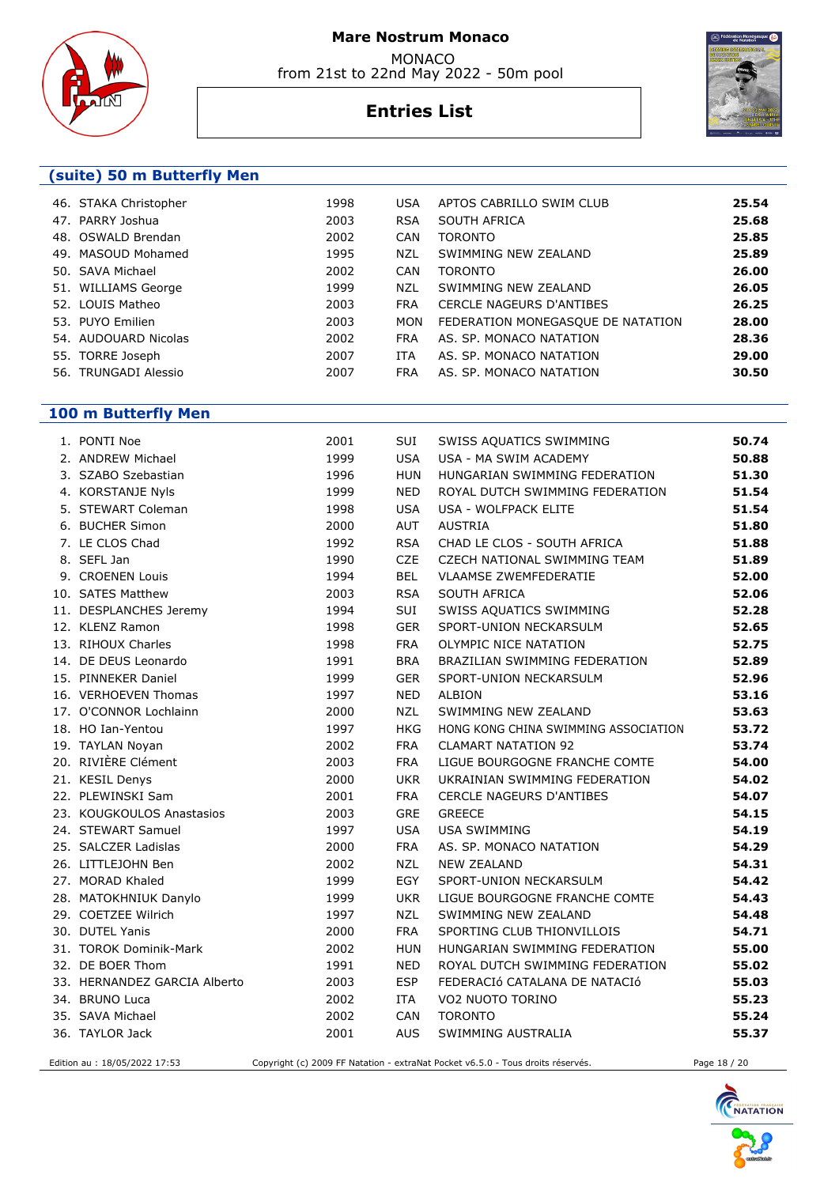# Mare Nostrum Monaco

MONACO
from 21st to 22nd May 2022 - 50m pool

## Entries List

### (suite) 50 m Butterfly Men

| | Name | Year | Nat | Club | Time |
|---|---|---|---|---|---|
| 46. | STAKA Christopher | 1998 | USA | APTOS CABRILLO SWIM CLUB | **25.54** |
| 47. | PARRY Joshua | 2003 | RSA | SOUTH AFRICA | **25.68** |
| 48. | OSWALD Brendan | 2002 | CAN | TORONTO | **25.85** |
| 49. | MASOUD Mohamed | 1995 | NZL | SWIMMING NEW ZEALAND | **25.89** |
| 50. | SAVA Michael | 2002 | CAN | TORONTO | **26.00** |
| 51. | WILLIAMS George | 1999 | NZL | SWIMMING NEW ZEALAND | **26.05** |
| 52. | LOUIS Matheo | 2003 | FRA | CERCLE NAGEURS D'ANTIBES | **26.25** |
| 53. | PUYO Emilien | 2003 | MON | FEDERATION MONEGASQUE DE NATATION | **28.00** |
| 54. | AUDOUARD Nicolas | 2002 | FRA | AS. SP. MONACO NATATION | **28.36** |
| 55. | TORRE Joseph | 2007 | ITA | AS. SP. MONACO NATATION | **29.00** |
| 56. | TRUNGADI Alessio | 2007 | FRA | AS. SP. MONACO NATATION | **30.50** |

### 100 m Butterfly Men

| | Name | Year | Nat | Club | Time |
|---|---|---|---|---|---|
| 1. | PONTI Noe | 2001 | SUI | SWISS AQUATICS SWIMMING | **50.74** |
| 2. | ANDREW Michael | 1999 | USA | USA - MA SWIM ACADEMY | **50.88** |
| 3. | SZABO Szebastian | 1996 | HUN | HUNGARIAN SWIMMING FEDERATION | **51.30** |
| 4. | KORSTANJE Nyls | 1999 | NED | ROYAL DUTCH SWIMMING FEDERATION | **51.54** |
| 5. | STEWART Coleman | 1998 | USA | USA - WOLFPACK ELITE | **51.54** |
| 6. | BUCHER Simon | 2000 | AUT | AUSTRIA | **51.80** |
| 7. | LE CLOS Chad | 1992 | RSA | CHAD LE CLOS - SOUTH AFRICA | **51.88** |
| 8. | SEFL Jan | 1990 | CZE | CZECH NATIONAL SWIMMING TEAM | **51.89** |
| 9. | CROENEN Louis | 1994 | BEL | VLAAMSE ZWEMFEDERATIE | **52.00** |
| 10. | SATES Matthew | 2003 | RSA | SOUTH AFRICA | **52.06** |
| 11. | DESPLANCHES Jeremy | 1994 | SUI | SWISS AQUATICS SWIMMING | **52.28** |
| 12. | KLENZ Ramon | 1998 | GER | SPORT-UNION NECKARSULM | **52.65** |
| 13. | RIHOUX Charles | 1998 | FRA | OLYMPIC NICE NATATION | **52.75** |
| 14. | DE DEUS Leonardo | 1991 | BRA | BRAZILIAN SWIMMING FEDERATION | **52.89** |
| 15. | PINNEKER Daniel | 1999 | GER | SPORT-UNION NECKARSULM | **52.96** |
| 16. | VERHOEVEN Thomas | 1997 | NED | ALBION | **53.16** |
| 17. | O'CONNOR Lochlainn | 2000 | NZL | SWIMMING NEW ZEALAND | **53.63** |
| 18. | HO Ian-Yentou | 1997 | HKG | HONG KONG CHINA SWIMMING ASSOCIATION | **53.72** |
| 19. | TAYLAN Noyan | 2002 | FRA | CLAMART NATATION 92 | **53.74** |
| 20. | RIVIÈRE Clément | 2003 | FRA | LIGUE BOURGOGNE FRANCHE COMTE | **54.00** |
| 21. | KESIL Denys | 2000 | UKR | UKRAINIAN SWIMMING FEDERATION | **54.02** |
| 22. | PLEWINSKI Sam | 2001 | FRA | CERCLE NAGEURS D'ANTIBES | **54.07** |
| 23. | KOUGKOULOS Anastasios | 2003 | GRE | GREECE | **54.15** |
| 24. | STEWART Samuel | 1997 | USA | USA SWIMMING | **54.19** |
| 25. | SALCZER Ladislas | 2000 | FRA | AS. SP. MONACO NATATION | **54.29** |
| 26. | LITTLEJOHN Ben | 2002 | NZL | NEW ZEALAND | **54.31** |
| 27. | MORAD Khaled | 1999 | EGY | SPORT-UNION NECKARSULM | **54.42** |
| 28. | MATOKHNIUK Danylo | 1999 | UKR | LIGUE BOURGOGNE FRANCHE COMTE | **54.43** |
| 29. | COETZEE Wilrich | 1997 | NZL | SWIMMING NEW ZEALAND | **54.48** |
| 30. | DUTEL Yanis | 2000 | FRA | SPORTING CLUB THIONVILLOIS | **54.71** |
| 31. | TOROK Dominik-Mark | 2002 | HUN | HUNGARIAN SWIMMING FEDERATION | **55.00** |
| 32. | DE BOER Thom | 1991 | NED | ROYAL DUTCH SWIMMING FEDERATION | **55.02** |
| 33. | HERNANDEZ GARCIA Alberto | 2003 | ESP | FEDERACIó CATALANA DE NATACIÓ | **55.03** |
| 34. | BRUNO Luca | 2002 | ITA | VO2 NUOTO TORINO | **55.23** |
| 35. | SAVA Michael | 2002 | CAN | TORONTO | **55.24** |
| 36. | TAYLOR Jack | 2001 | AUS | SWIMMING AUSTRALIA | **55.37** |

Edition au : 18/05/2022 17:53 Copyright (c) 2009 FF Natation - extraNat Pocket v6.5.0 - Tous droits réservés.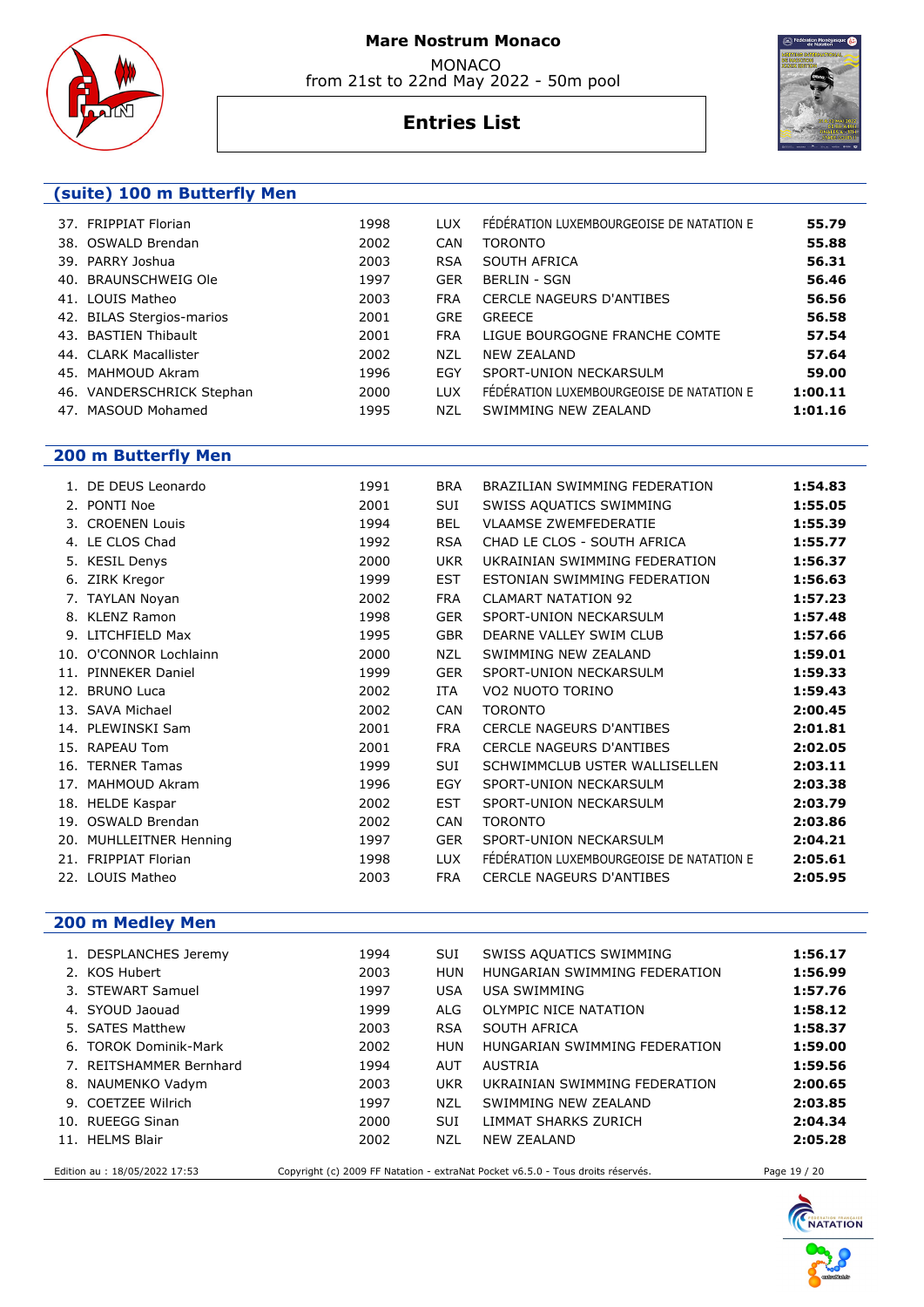# Mare Nostrum Monaco

MONACO
from 21st to 22nd May 2022 - 50m pool

## Entries List

### (suite) 100 m Butterfly Men

| | Name | Year | Nat | Club | Time |
|---|---|---|---|---|---|
| 37. | FRIPPIAT Florian | 1998 | LUX | FÉDÉRATION LUXEMBOURGEOISE DE NATATION E | **55.79** |
| 38. | OSWALD Brendan | 2002 | CAN | TORONTO | **55.88** |
| 39. | PARRY Joshua | 2003 | RSA | SOUTH AFRICA | **56.31** |
| 40. | BRAUNSCHWEIG Ole | 1997 | GER | BERLIN - SGN | **56.46** |
| 41. | LOUIS Matheo | 2003 | FRA | CERCLE NAGEURS D'ANTIBES | **56.56** |
| 42. | BILAS Stergios-marios | 2001 | GRE | GREECE | **56.58** |
| 43. | BASTIEN Thibault | 2001 | FRA | LIGUE BOURGOGNE FRANCHE COMTE | **57.54** |
| 44. | CLARK Macallister | 2002 | NZL | NEW ZEALAND | **57.64** |
| 45. | MAHMOUD Akram | 1996 | EGY | SPORT-UNION NECKARSULM | **59.00** |
| 46. | VANDERSCHRICK Stephan | 2000 | LUX | FÉDÉRATION LUXEMBOURGEOISE DE NATATION E | **1:00.11** |
| 47. | MASOUD Mohamed | 1995 | NZL | SWIMMING NEW ZEALAND | **1:01.16** |

### 200 m Butterfly Men

| | Name | Year | Nat | Club | Time |
|---|---|---|---|---|---|
| 1. | DE DEUS Leonardo | 1991 | BRA | BRAZILIAN SWIMMING FEDERATION | **1:54.83** |
| 2. | PONTI Noe | 2001 | SUI | SWISS AQUATICS SWIMMING | **1:55.05** |
| 3. | CROENEN Louis | 1994 | BEL | VLAAMSE ZWEMFEDERATIE | **1:55.39** |
| 4. | LE CLOS Chad | 1992 | RSA | CHAD LE CLOS - SOUTH AFRICA | **1:55.77** |
| 5. | KESIL Denys | 2000 | UKR | UKRAINIAN SWIMMING FEDERATION | **1:56.37** |
| 6. | ZIRK Kregor | 1999 | EST | ESTONIAN SWIMMING FEDERATION | **1:56.63** |
| 7. | TAYLAN Noyan | 2002 | FRA | CLAMART NATATION 92 | **1:57.23** |
| 8. | KLENZ Ramon | 1998 | GER | SPORT-UNION NECKARSULM | **1:57.48** |
| 9. | LITCHFIELD Max | 1995 | GBR | DEARNE VALLEY SWIM CLUB | **1:57.66** |
| 10. | O'CONNOR Lochlainn | 2000 | NZL | SWIMMING NEW ZEALAND | **1:59.01** |
| 11. | PINNEKER Daniel | 1999 | GER | SPORT-UNION NECKARSULM | **1:59.33** |
| 12. | BRUNO Luca | 2002 | ITA | VO2 NUOTO TORINO | **1:59.43** |
| 13. | SAVA Michael | 2002 | CAN | TORONTO | **2:00.45** |
| 14. | PLEWINSKI Sam | 2001 | FRA | CERCLE NAGEURS D'ANTIBES | **2:01.81** |
| 15. | RAPEAU Tom | 2001 | FRA | CERCLE NAGEURS D'ANTIBES | **2:02.05** |
| 16. | TERNER Tamas | 1999 | SUI | SCHWIMMCLUB USTER WALLISELLEN | **2:03.11** |
| 17. | MAHMOUD Akram | 1996 | EGY | SPORT-UNION NECKARSULM | **2:03.38** |
| 18. | HELDE Kaspar | 2002 | EST | SPORT-UNION NECKARSULM | **2:03.79** |
| 19. | OSWALD Brendan | 2002 | CAN | TORONTO | **2:03.86** |
| 20. | MUHLLEITNER Henning | 1997 | GER | SPORT-UNION NECKARSULM | **2:04.21** |
| 21. | FRIPPIAT Florian | 1998 | LUX | FÉDÉRATION LUXEMBOURGEOISE DE NATATION E | **2:05.61** |
| 22. | LOUIS Matheo | 2003 | FRA | CERCLE NAGEURS D'ANTIBES | **2:05.95** |

### 200 m Medley Men

| | Name | Year | Nat | Club | Time |
|---|---|---|---|---|---|
| 1. | DESPLANCHES Jeremy | 1994 | SUI | SWISS AQUATICS SWIMMING | **1:56.17** |
| 2. | KOS Hubert | 2003 | HUN | HUNGARIAN SWIMMING FEDERATION | **1:56.99** |
| 3. | STEWART Samuel | 1997 | USA | USA SWIMMING | **1:57.76** |
| 4. | SYOUD Jaouad | 1999 | ALG | OLYMPIC NICE NATATION | **1:58.12** |
| 5. | SATES Matthew | 2003 | RSA | SOUTH AFRICA | **1:58.37** |
| 6. | TOROK Dominik-Mark | 2002 | HUN | HUNGARIAN SWIMMING FEDERATION | **1:59.00** |
| 7. | REITSHAMMER Bernhard | 1994 | AUT | AUSTRIA | **1:59.56** |
| 8. | NAUMENKO Vadym | 2003 | UKR | UKRAINIAN SWIMMING FEDERATION | **2:00.65** |
| 9. | COETZEE Wilrich | 1997 | NZL | SWIMMING NEW ZEALAND | **2:03.85** |
| 10. | RUEEGG Sinan | 2000 | SUI | LIMMAT SHARKS ZURICH | **2:04.34** |
| 11. | HELMS Blair | 2002 | NZL | NEW ZEALAND | **2:05.28** |

Edition au : 18/05/2022 17:53 — Copyright (c) 2009 FF Natation - extraNat Pocket v6.5.0 - Tous droits réservés.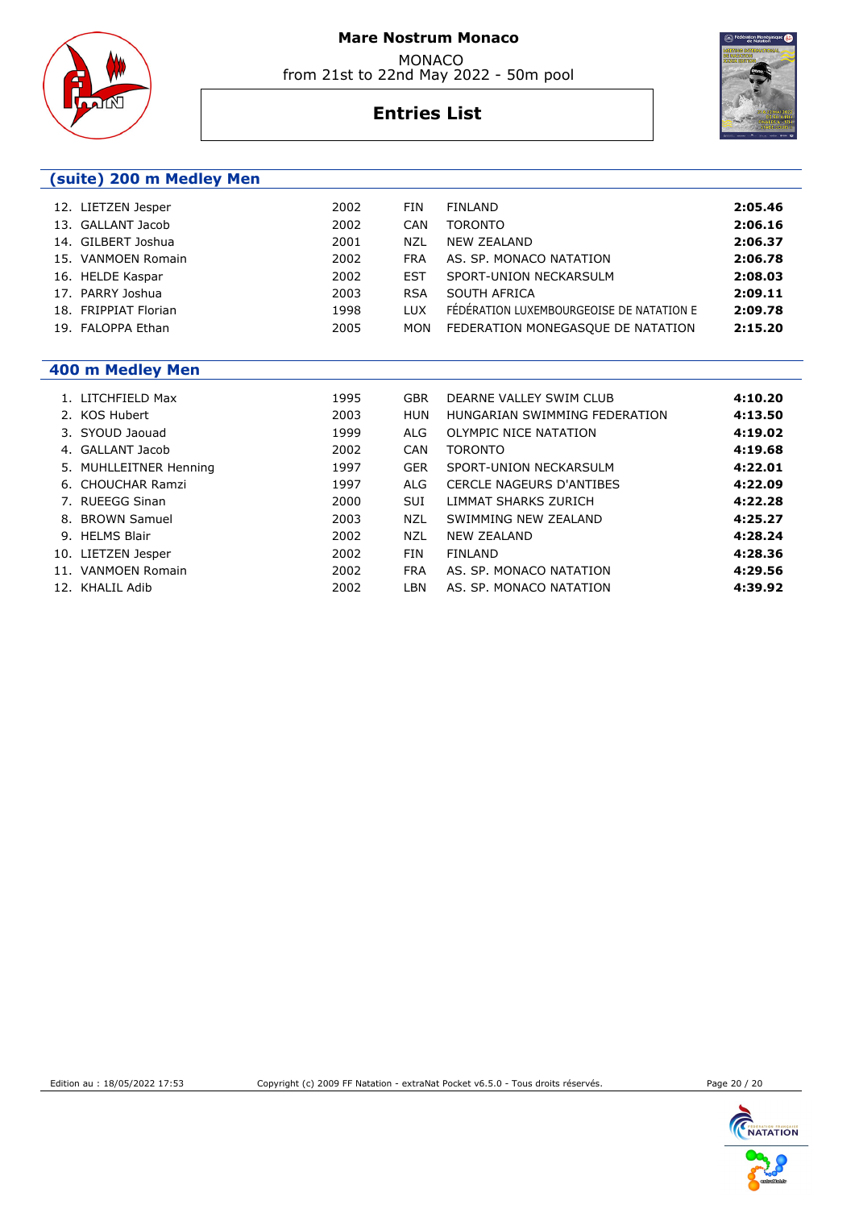# Mare Nostrum Monaco

MONACO
from 21st to 22nd May 2022 - 50m pool

## Entries List

### (suite) 200 m Medley Men

| | | | | | |
|---|---|---|---|---|---|
| 12. | LIETZEN Jesper | 2002 | FIN | FINLAND | **2:05.46** |
| 13. | GALLANT Jacob | 2002 | CAN | TORONTO | **2:06.16** |
| 14. | GILBERT Joshua | 2001 | NZL | NEW ZEALAND | **2:06.37** |
| 15. | VANMOEN Romain | 2002 | FRA | AS. SP. MONACO NATATION | **2:06.78** |
| 16. | HELDE Kaspar | 2002 | EST | SPORT-UNION NECKARSULM | **2:08.03** |
| 17. | PARRY Joshua | 2003 | RSA | SOUTH AFRICA | **2:09.11** |
| 18. | FRIPPIAT Florian | 1998 | LUX | FÉDÉRATION LUXEMBOURGEOISE DE NATATION E | **2:09.78** |
| 19. | FALOPPA Ethan | 2005 | MON | FEDERATION MONEGASQUE DE NATATION | **2:15.20** |

### 400 m Medley Men

| | | | | | |
|---|---|---|---|---|---|
| 1. | LITCHFIELD Max | 1995 | GBR | DEARNE VALLEY SWIM CLUB | **4:10.20** |
| 2. | KOS Hubert | 2003 | HUN | HUNGARIAN SWIMMING FEDERATION | **4:13.50** |
| 3. | SYOUD Jaouad | 1999 | ALG | OLYMPIC NICE NATATION | **4:19.02** |
| 4. | GALLANT Jacob | 2002 | CAN | TORONTO | **4:19.68** |
| 5. | MUHLLEITNER Henning | 1997 | GER | SPORT-UNION NECKARSULM | **4:22.01** |
| 6. | CHOUCHAR Ramzi | 1997 | ALG | CERCLE NAGEURS D'ANTIBES | **4:22.09** |
| 7. | RUEEGG Sinan | 2000 | SUI | LIMMAT SHARKS ZURICH | **4:22.28** |
| 8. | BROWN Samuel | 2003 | NZL | SWIMMING NEW ZEALAND | **4:25.27** |
| 9. | HELMS Blair | 2002 | NZL | NEW ZEALAND | **4:28.24** |
| 10. | LIETZEN Jesper | 2002 | FIN | FINLAND | **4:28.36** |
| 11. | VANMOEN Romain | 2002 | FRA | AS. SP. MONACO NATATION | **4:29.56** |
| 12. | KHALIL Adib | 2002 | LBN | AS. SP. MONACO NATATION | **4:39.92** |

Edition au : 18/05/2022 17:53 Copyright (c) 2009 FF Natation - extraNat Pocket v6.5.0 - Tous droits réservés.